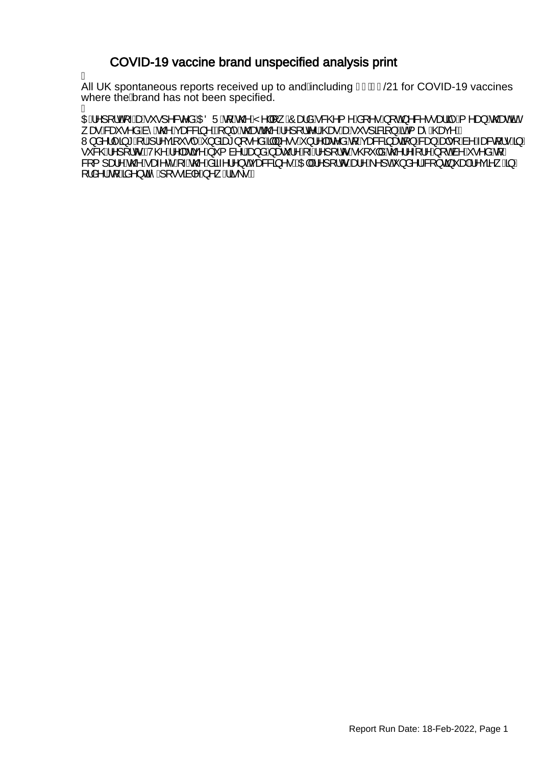# COVID-19 vaccine brand unspecified analysis print

All UK spontaneous reports received up to and including /21 for COVID-19 vaccines where the brand has not been specified.

A report of a suspected ADR to the Yellow Card scheme does not necessarily mean that it was caused by the vaccine, only that the reporter has a suspicion it may have. Underlying or previously undiagnosed illness unrelated to vaccination can also be factors in such reports. The relative number and nature of reports should therefore not be used to compare the safety of the different vaccines. All reports are kept under continual review in order to identify possible new risks.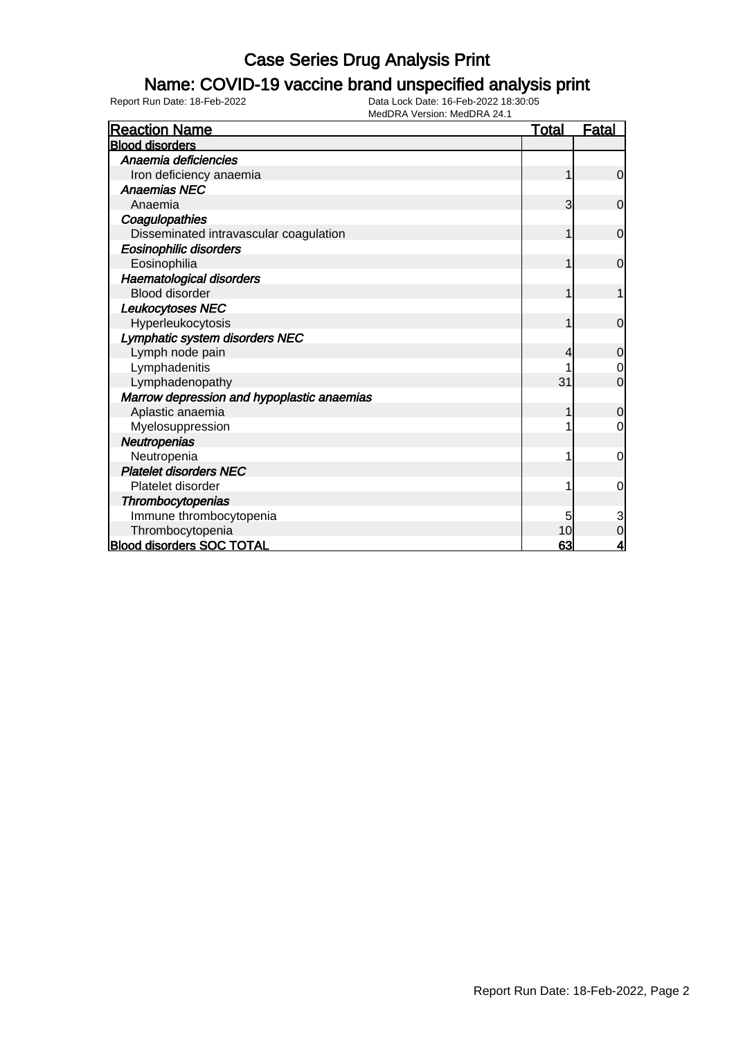# Case Series Drug Analysis Print

## Name: COVID-19 vaccine brand unspecified analysis print

Report Run Date: 18-Feb-2022    Data Lock Date: 16-Feb-2022 18:30:05
MedDRA Version: MedDRA 24.1

| Reaction Name | Total | Fatal |
|---|---|---|
| **Blood disorders** | | |
| *Anaemia deficiencies* | | |
| Iron deficiency anaemia | 1 | 0 |
| *Anaemias NEC* | | |
| Anaemia | 3 | 0 |
| *Coagulopathies* | | |
| Disseminated intravascular coagulation | 1 | 0 |
| *Eosinophilic disorders* | | |
| Eosinophilia | 1 | 0 |
| *Haematological disorders* | | |
| Blood disorder | 1 | 1 |
| *Leukocytoses NEC* | | |
| Hyperleukocytosis | 1 | 0 |
| *Lymphatic system disorders NEC* | | |
| Lymph node pain | 4 | 0 |
| Lymphadenitis | 1 | 0 |
| Lymphadenopathy | 31 | 0 |
| *Marrow depression and hypoplastic anaemias* | | |
| Aplastic anaemia | 1 | 0 |
| Myelosuppression | 1 | 0 |
| *Neutropenias* | | |
| Neutropenia | 1 | 0 |
| *Platelet disorders NEC* | | |
| Platelet disorder | 1 | 0 |
| *Thrombocytopenias* | | |
| Immune thrombocytopenia | 5 | 3 |
| Thrombocytopenia | 10 | 0 |
| **Blood disorders SOC TOTAL** | **63** | **4** |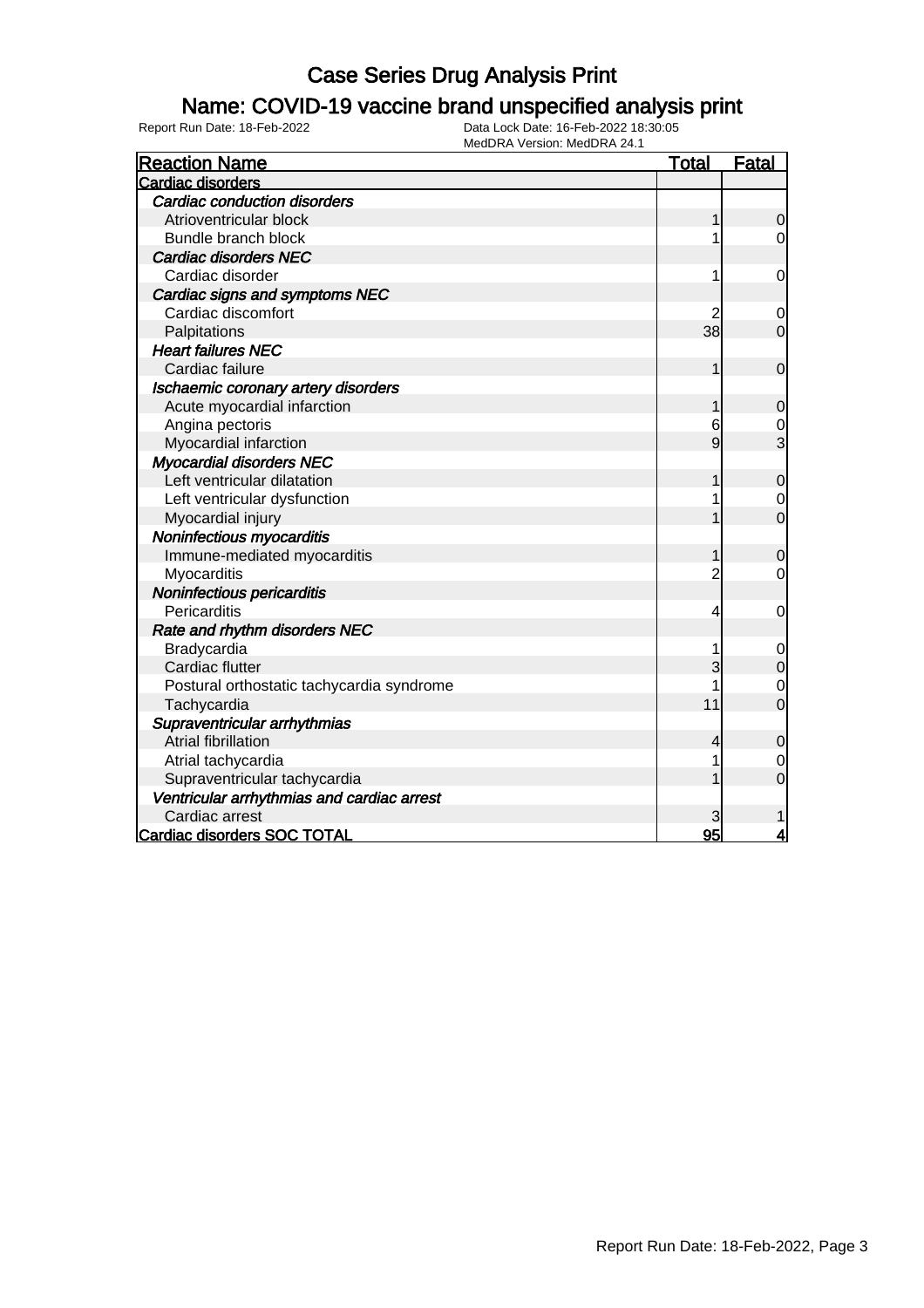# Case Series Drug Analysis Print

## Name: COVID-19 vaccine brand unspecified analysis print

Report Run Date: 18-Feb-2022    Data Lock Date: 16-Feb-2022 18:30:05
MedDRA Version: MedDRA 24.1

| Reaction Name | Total | Fatal |
| --- | --- | --- |
| **Cardiac disorders** | | |
| ***Cardiac conduction disorders*** | | |
| Atrioventricular block | 1 | 0 |
| Bundle branch block | 1 | 0 |
| ***Cardiac disorders NEC*** | | |
| Cardiac disorder | 1 | 0 |
| ***Cardiac signs and symptoms NEC*** | | |
| Cardiac discomfort | 2 | 0 |
| Palpitations | 38 | 0 |
| ***Heart failures NEC*** | | |
| Cardiac failure | 1 | 0 |
| ***Ischaemic coronary artery disorders*** | | |
| Acute myocardial infarction | 1 | 0 |
| Angina pectoris | 6 | 0 |
| Myocardial infarction | 9 | 3 |
| ***Myocardial disorders NEC*** | | |
| Left ventricular dilatation | 1 | 0 |
| Left ventricular dysfunction | 1 | 0 |
| Myocardial injury | 1 | 0 |
| ***Noninfectious myocarditis*** | | |
| Immune-mediated myocarditis | 1 | 0 |
| Myocarditis | 2 | 0 |
| ***Noninfectious pericarditis*** | | |
| Pericarditis | 4 | 0 |
| ***Rate and rhythm disorders NEC*** | | |
| Bradycardia | 1 | 0 |
| Cardiac flutter | 3 | 0 |
| Postural orthostatic tachycardia syndrome | 1 | 0 |
| Tachycardia | 11 | 0 |
| ***Supraventricular arrhythmias*** | | |
| Atrial fibrillation | 4 | 0 |
| Atrial tachycardia | 1 | 0 |
| Supraventricular tachycardia | 1 | 0 |
| ***Ventricular arrhythmias and cardiac arrest*** | | |
| Cardiac arrest | 3 | 1 |
| **Cardiac disorders SOC TOTAL** | **95** | **4** |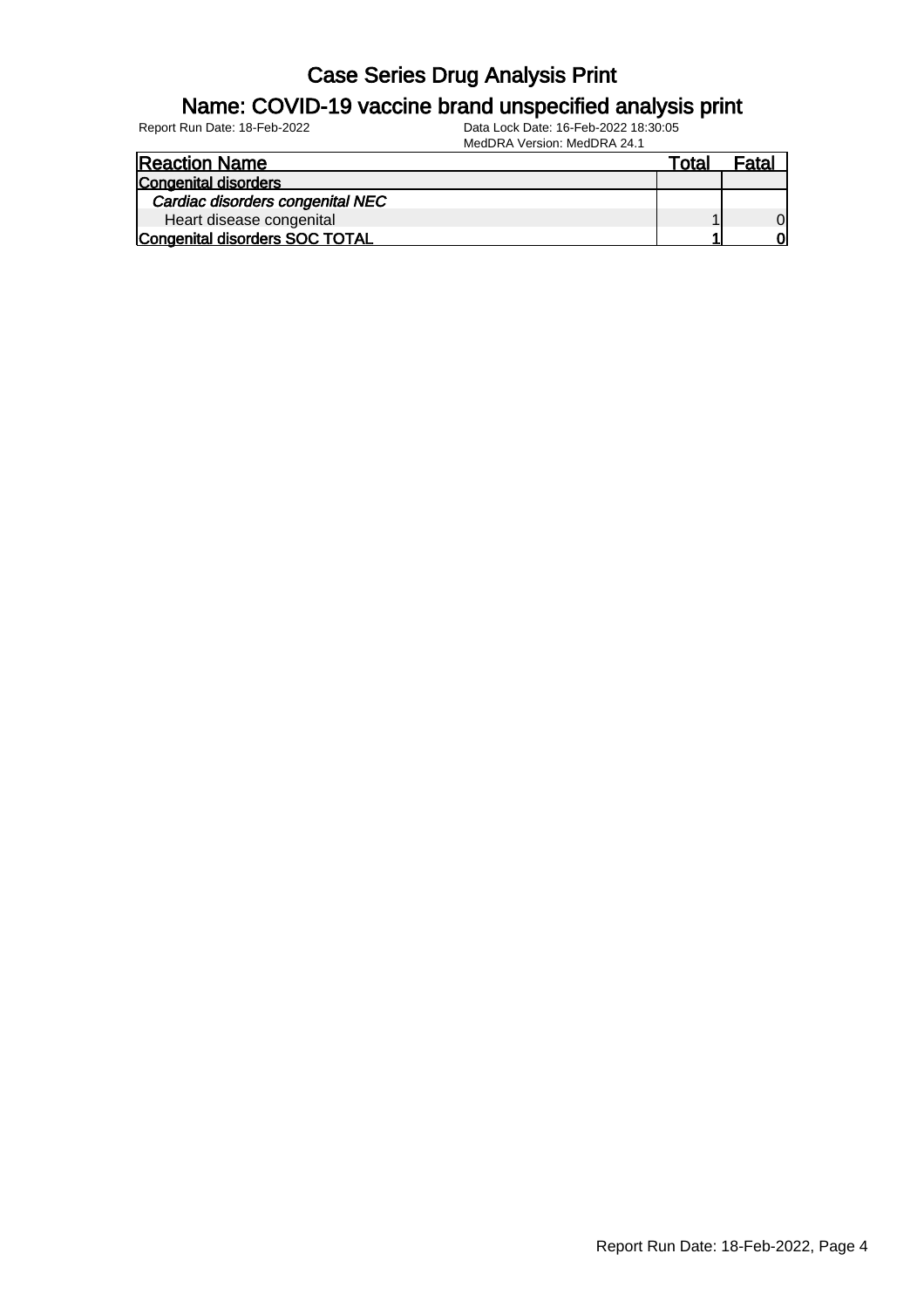# Case Series Drug Analysis Print

## Name: COVID-19 vaccine brand unspecified analysis print

Report Run Date: 18-Feb-2022

Data Lock Date: 16-Feb-2022 18:30:05

MedDRA Version: MedDRA 24.1

| Reaction Name | Total | Fatal |
|---|---|---|
| **Congenital disorders** | | |
| *Cardiac disorders congenital NEC* | | |
| Heart disease congenital | 1 | 0 |
| **Congenital disorders SOC TOTAL** | **1** | **0** |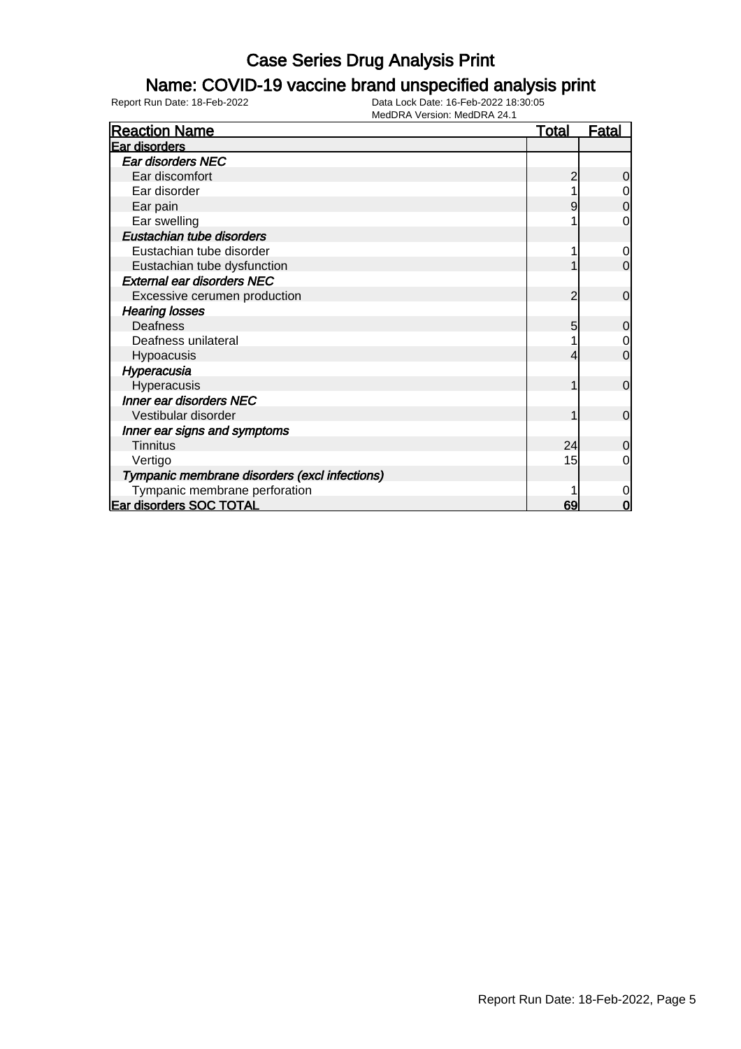# Case Series Drug Analysis Print

## Name: COVID-19 vaccine brand unspecified analysis print

Report Run Date: 18-Feb-2022 | Data Lock Date: 16-Feb-2022 18:30:05 | MedDRA Version: MedDRA 24.1

| Reaction Name | Total | Fatal |
|---|---|---|
| **Ear disorders** | | |
| *Ear disorders NEC* | | |
| Ear discomfort | 2 | 0 |
| Ear disorder | 1 | 0 |
| Ear pain | 9 | 0 |
| Ear swelling | 1 | 0 |
| *Eustachian tube disorders* | | |
| Eustachian tube disorder | 1 | 0 |
| Eustachian tube dysfunction | 1 | 0 |
| *External ear disorders NEC* | | |
| Excessive cerumen production | 2 | 0 |
| *Hearing losses* | | |
| Deafness | 5 | 0 |
| Deafness unilateral | 1 | 0 |
| Hypoacusis | 4 | 0 |
| *Hyperacusia* | | |
| Hyperacusis | 1 | 0 |
| *Inner ear disorders NEC* | | |
| Vestibular disorder | 1 | 0 |
| *Inner ear signs and symptoms* | | |
| Tinnitus | 24 | 0 |
| Vertigo | 15 | 0 |
| *Tympanic membrane disorders (excl infections)* | | |
| Tympanic membrane perforation | 1 | 0 |
| **Ear disorders SOC TOTAL** | **69** | **0** |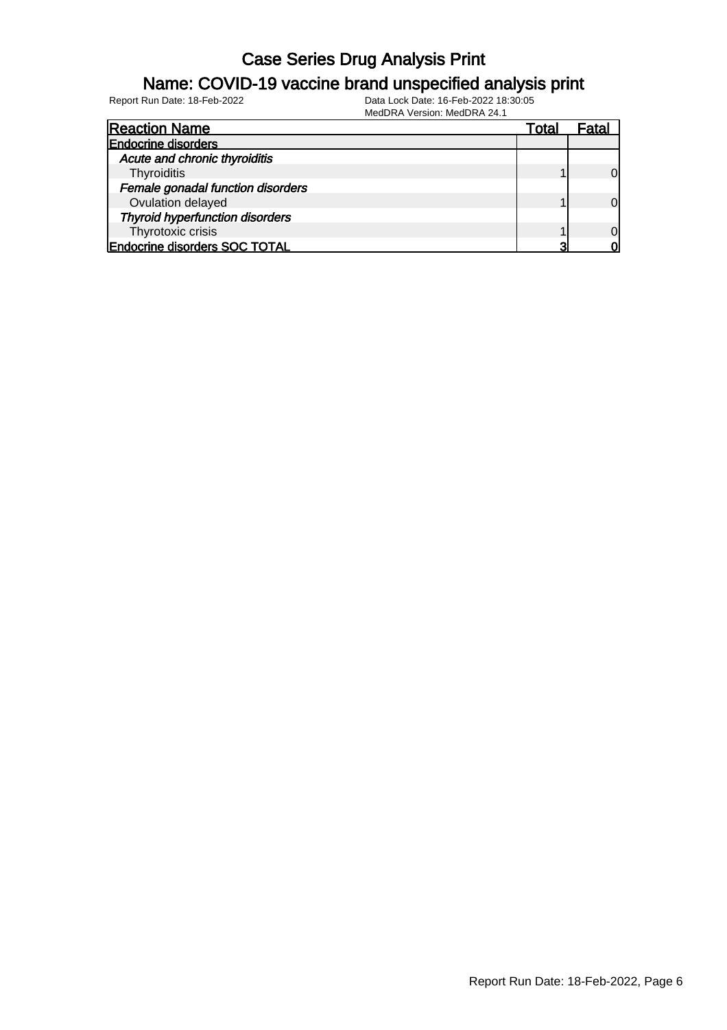# Case Series Drug Analysis Print

## Name: COVID-19 vaccine brand unspecified analysis print

Report Run Date: 18-Feb-2022 Data Lock Date: 16-Feb-2022 18:30:05
MedDRA Version: MedDRA 24.1

| Reaction Name | Total | Fatal |
|---|---|---|
| **Endocrine disorders** | | |
| *Acute and chronic thyroiditis* | | |
| Thyroiditis | 1 | 0 |
| *Female gonadal function disorders* | | |
| Ovulation delayed | 1 | 0 |
| *Thyroid hyperfunction disorders* | | |
| Thyrotoxic crisis | 1 | 0 |
| **Endocrine disorders SOC TOTAL** | **3** | **0** |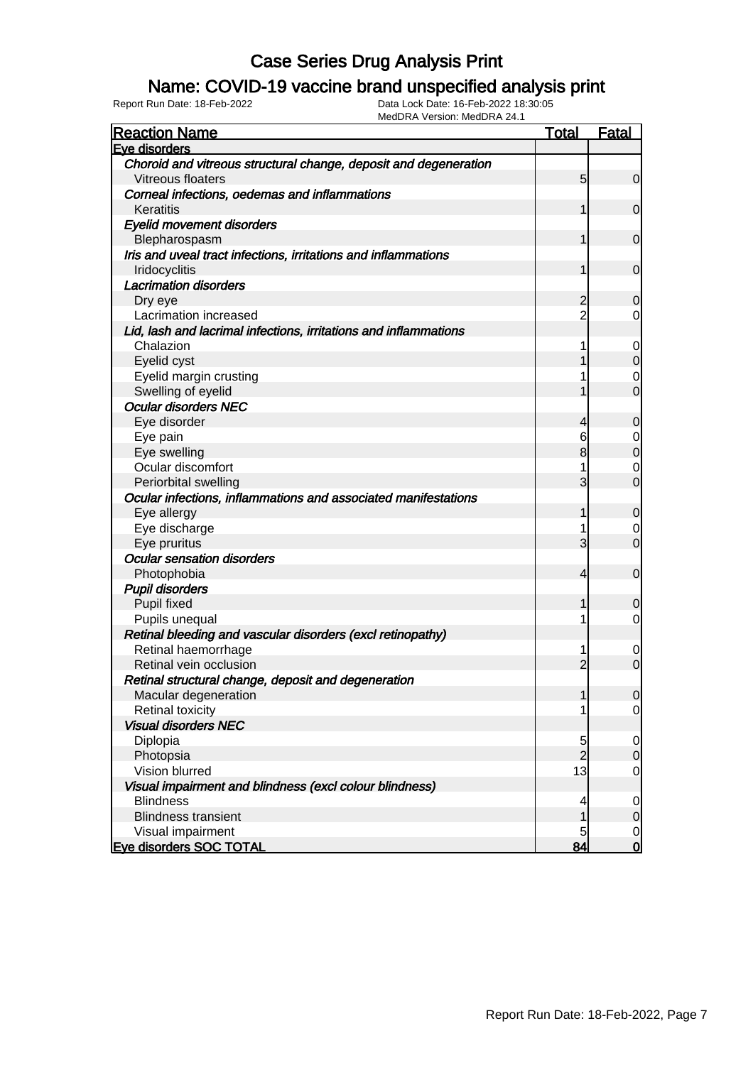# Case Series Drug Analysis Print

## Name: COVID-19 vaccine brand unspecified analysis print

Report Run Date: 18-Feb-2022

Data Lock Date: 16-Feb-2022 18:30:05

MedDRA Version: MedDRA 24.1

| Reaction Name | Total | Fatal |
|---|---|---|
| **Eye disorders** | | |
| *Choroid and vitreous structural change, deposit and degeneration* | | |
| Vitreous floaters | 5 | 0 |
| *Corneal infections, oedemas and inflammations* | | |
| Keratitis | 1 | 0 |
| *Eyelid movement disorders* | | |
| Blepharospasm | 1 | 0 |
| *Iris and uveal tract infections, irritations and inflammations* | | |
| Iridocyclitis | 1 | 0 |
| *Lacrimation disorders* | | |
| Dry eye | 2 | 0 |
| Lacrimation increased | 2 | 0 |
| *Lid, lash and lacrimal infections, irritations and inflammations* | | |
| Chalazion | 1 | 0 |
| Eyelid cyst | 1 | 0 |
| Eyelid margin crusting | 1 | 0 |
| Swelling of eyelid | 1 | 0 |
| *Ocular disorders NEC* | | |
| Eye disorder | 4 | 0 |
| Eye pain | 6 | 0 |
| Eye swelling | 8 | 0 |
| Ocular discomfort | 1 | 0 |
| Periorbital swelling | 3 | 0 |
| *Ocular infections, inflammations and associated manifestations* | | |
| Eye allergy | 1 | 0 |
| Eye discharge | 1 | 0 |
| Eye pruritus | 3 | 0 |
| *Ocular sensation disorders* | | |
| Photophobia | 4 | 0 |
| *Pupil disorders* | | |
| Pupil fixed | 1 | 0 |
| Pupils unequal | 1 | 0 |
| *Retinal bleeding and vascular disorders (excl retinopathy)* | | |
| Retinal haemorrhage | 1 | 0 |
| Retinal vein occlusion | 2 | 0 |
| *Retinal structural change, deposit and degeneration* | | |
| Macular degeneration | 1 | 0 |
| Retinal toxicity | 1 | 0 |
| *Visual disorders NEC* | | |
| Diplopia | 5 | 0 |
| Photopsia | 2 | 0 |
| Vision blurred | 13 | 0 |
| *Visual impairment and blindness (excl colour blindness)* | | |
| Blindness | 4 | 0 |
| Blindness transient | 1 | 0 |
| Visual impairment | 5 | 0 |
| **Eye disorders SOC TOTAL** | **84** | **0** |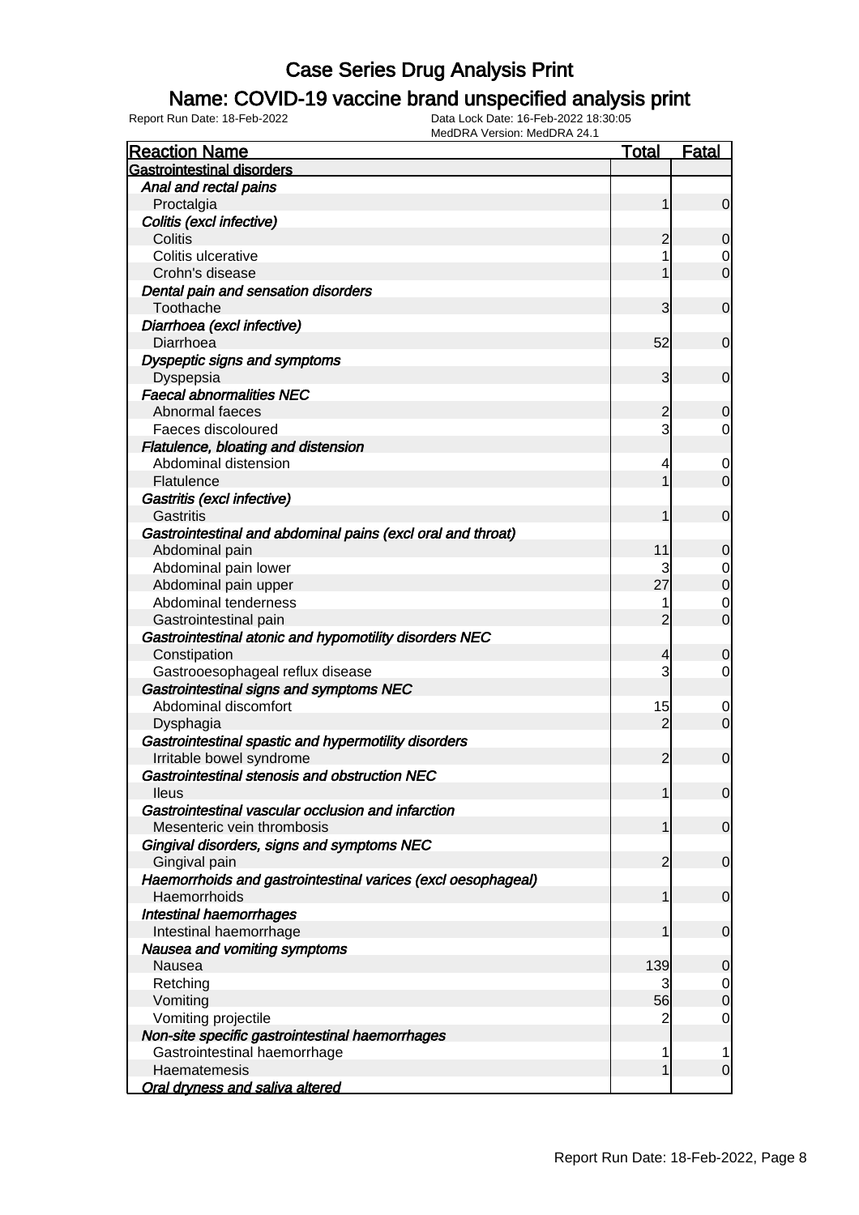# Case Series Drug Analysis Print

## Name: COVID-19 vaccine brand unspecified analysis print

Report Run Date: 18-Feb-2022 | Data Lock Date: 16-Feb-2022 18:30:05 | MedDRA Version: MedDRA 24.1

| Reaction Name | Total | Fatal |
|---|---|---|
| **Gastrointestinal disorders** | | |
| *Anal and rectal pains* | | |
| Proctalgia | 1 | 0 |
| *Colitis (excl infective)* | | |
| Colitis | 2 | 0 |
| Colitis ulcerative | 1 | 0 |
| Crohn's disease | 1 | 0 |
| *Dental pain and sensation disorders* | | |
| Toothache | 3 | 0 |
| *Diarrhoea (excl infective)* | | |
| Diarrhoea | 52 | 0 |
| *Dyspeptic signs and symptoms* | | |
| Dyspepsia | 3 | 0 |
| *Faecal abnormalities NEC* | | |
| Abnormal faeces | 2 | 0 |
| Faeces discoloured | 3 | 0 |
| *Flatulence, bloating and distension* | | |
| Abdominal distension | 4 | 0 |
| Flatulence | 1 | 0 |
| *Gastritis (excl infective)* | | |
| Gastritis | 1 | 0 |
| *Gastrointestinal and abdominal pains (excl oral and throat)* | | |
| Abdominal pain | 11 | 0 |
| Abdominal pain lower | 3 | 0 |
| Abdominal pain upper | 27 | 0 |
| Abdominal tenderness | 1 | 0 |
| Gastrointestinal pain | 2 | 0 |
| *Gastrointestinal atonic and hypomotility disorders NEC* | | |
| Constipation | 4 | 0 |
| Gastrooesophageal reflux disease | 3 | 0 |
| *Gastrointestinal signs and symptoms NEC* | | |
| Abdominal discomfort | 15 | 0 |
| Dysphagia | 2 | 0 |
| *Gastrointestinal spastic and hypermotility disorders* | | |
| Irritable bowel syndrome | 2 | 0 |
| *Gastrointestinal stenosis and obstruction NEC* | | |
| Ileus | 1 | 0 |
| *Gastrointestinal vascular occlusion and infarction* | | |
| Mesenteric vein thrombosis | 1 | 0 |
| *Gingival disorders, signs and symptoms NEC* | | |
| Gingival pain | 2 | 0 |
| *Haemorrhoids and gastrointestinal varices (excl oesophageal)* | | |
| Haemorrhoids | 1 | 0 |
| *Intestinal haemorrhages* | | |
| Intestinal haemorrhage | 1 | 0 |
| *Nausea and vomiting symptoms* | | |
| Nausea | 139 | 0 |
| Retching | 3 | 0 |
| Vomiting | 56 | 0 |
| Vomiting projectile | 2 | 0 |
| *Non-site specific gastrointestinal haemorrhages* | | |
| Gastrointestinal haemorrhage | 1 | 1 |
| Haematemesis | 1 | 0 |
| *Oral dryness and saliva altered* | | |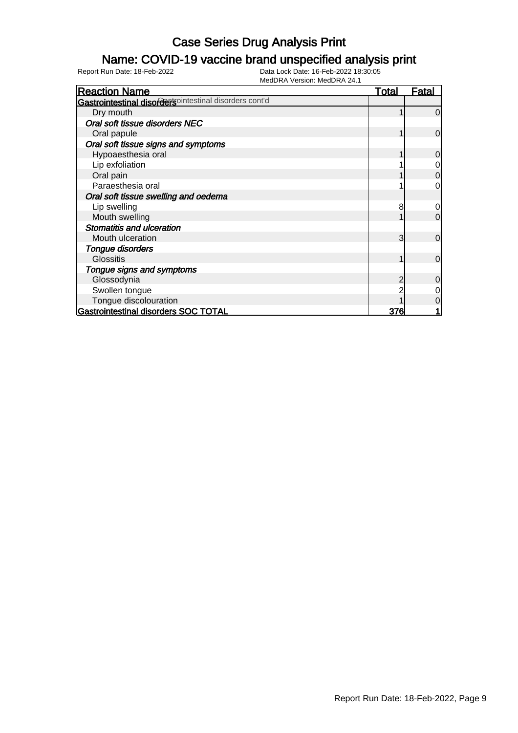# Case Series Drug Analysis Print

## Name: COVID-19 vaccine brand unspecified analysis print

Report Run Date: 18-Feb-2022 Data Lock Date: 16-Feb-2022 18:30:05
MedDRA Version: MedDRA 24.1

| Reaction Name | Total | Fatal |
|---|---|---|
| **Gastrointestinal disorders** Gastrointestinal disorders cont'd | | |
| Dry mouth | 1 | 0 |
| ***Oral soft tissue disorders NEC*** | | |
| Oral papule | 1 | 0 |
| ***Oral soft tissue signs and symptoms*** | | |
| Hypoaesthesia oral | 1 | 0 |
| Lip exfoliation | 1 | 0 |
| Oral pain | 1 | 0 |
| Paraesthesia oral | 1 | 0 |
| ***Oral soft tissue swelling and oedema*** | | |
| Lip swelling | 8 | 0 |
| Mouth swelling | 1 | 0 |
| ***Stomatitis and ulceration*** | | |
| Mouth ulceration | 3 | 0 |
| ***Tongue disorders*** | | |
| Glossitis | 1 | 0 |
| ***Tongue signs and symptoms*** | | |
| Glossodynia | 2 | 0 |
| Swollen tongue | 2 | 0 |
| Tongue discolouration | 1 | 0 |
| **Gastrointestinal disorders SOC TOTAL** | **376** | **1** |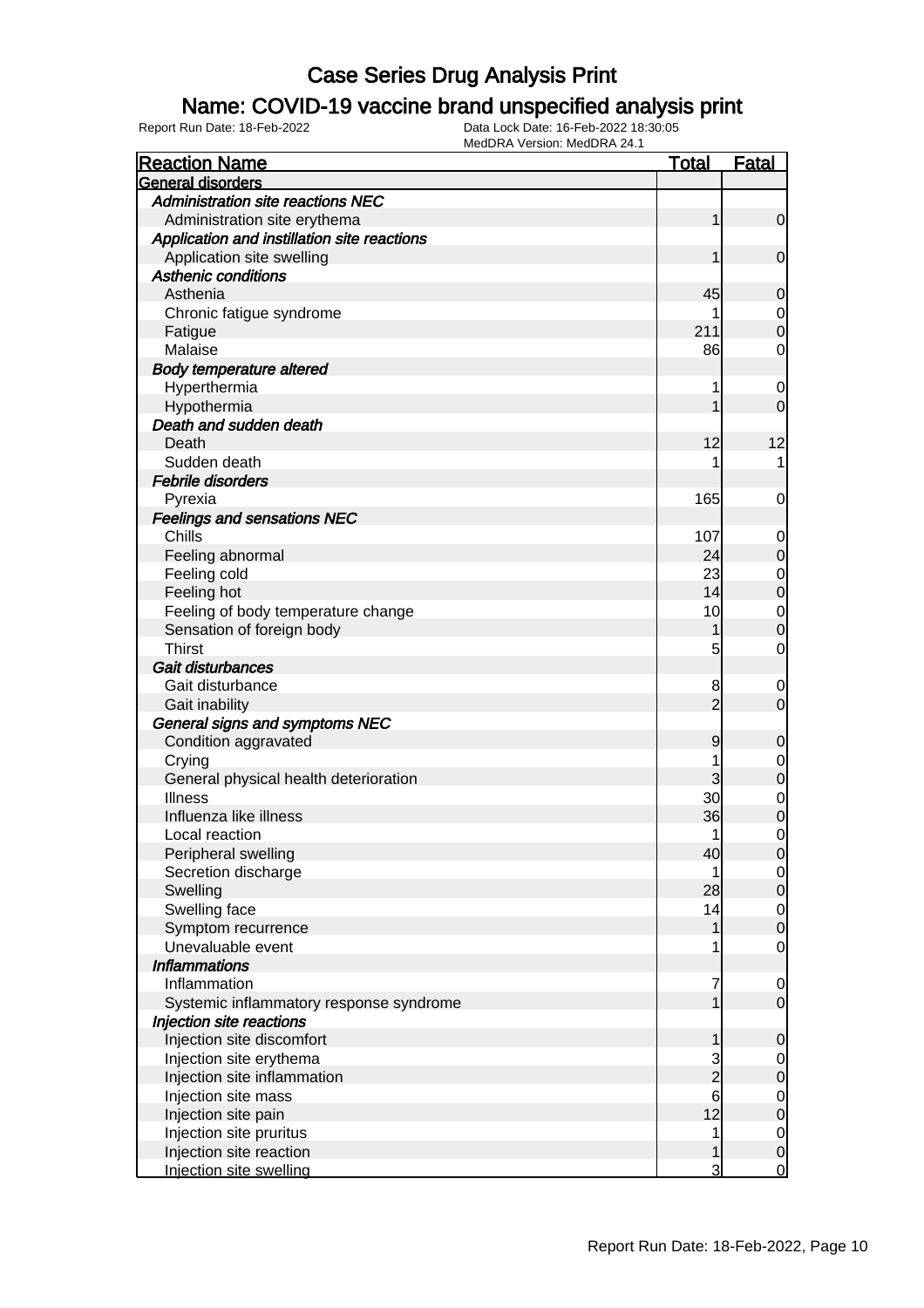# Case Series Drug Analysis Print

## Name: COVID-19 vaccine brand unspecified analysis print

Report Run Date: 18-Feb-2022  
Data Lock Date: 16-Feb-2022 18:30:05  
MedDRA Version: MedDRA 24.1

| Reaction Name | Total | Fatal |
|---|---|---|
| **General disorders** | | |
| *Administration site reactions NEC* | | |
| Administration site erythema | 1 | 0 |
| *Application and instillation site reactions* | | |
| Application site swelling | 1 | 0 |
| *Asthenic conditions* | | |
| Asthenia | 45 | 0 |
| Chronic fatigue syndrome | 1 | 0 |
| Fatigue | 211 | 0 |
| Malaise | 86 | 0 |
| *Body temperature altered* | | |
| Hyperthermia | 1 | 0 |
| Hypothermia | 1 | 0 |
| *Death and sudden death* | | |
| Death | 12 | 12 |
| Sudden death | 1 | 1 |
| *Febrile disorders* | | |
| Pyrexia | 165 | 0 |
| *Feelings and sensations NEC* | | |
| Chills | 107 | 0 |
| Feeling abnormal | 24 | 0 |
| Feeling cold | 23 | 0 |
| Feeling hot | 14 | 0 |
| Feeling of body temperature change | 10 | 0 |
| Sensation of foreign body | 1 | 0 |
| Thirst | 5 | 0 |
| *Gait disturbances* | | |
| Gait disturbance | 8 | 0 |
| Gait inability | 2 | 0 |
| *General signs and symptoms NEC* | | |
| Condition aggravated | 9 | 0 |
| Crying | 1 | 0 |
| General physical health deterioration | 3 | 0 |
| Illness | 30 | 0 |
| Influenza like illness | 36 | 0 |
| Local reaction | 1 | 0 |
| Peripheral swelling | 40 | 0 |
| Secretion discharge | 1 | 0 |
| Swelling | 28 | 0 |
| Swelling face | 14 | 0 |
| Symptom recurrence | 1 | 0 |
| Unevaluable event | 1 | 0 |
| *Inflammations* | | |
| Inflammation | 7 | 0 |
| Systemic inflammatory response syndrome | 1 | 0 |
| *Injection site reactions* | | |
| Injection site discomfort | 1 | 0 |
| Injection site erythema | 3 | 0 |
| Injection site inflammation | 2 | 0 |
| Injection site mass | 6 | 0 |
| Injection site pain | 12 | 0 |
| Injection site pruritus | 1 | 0 |
| Injection site reaction | 1 | 0 |
| Injection site swelling | 3 | 0 |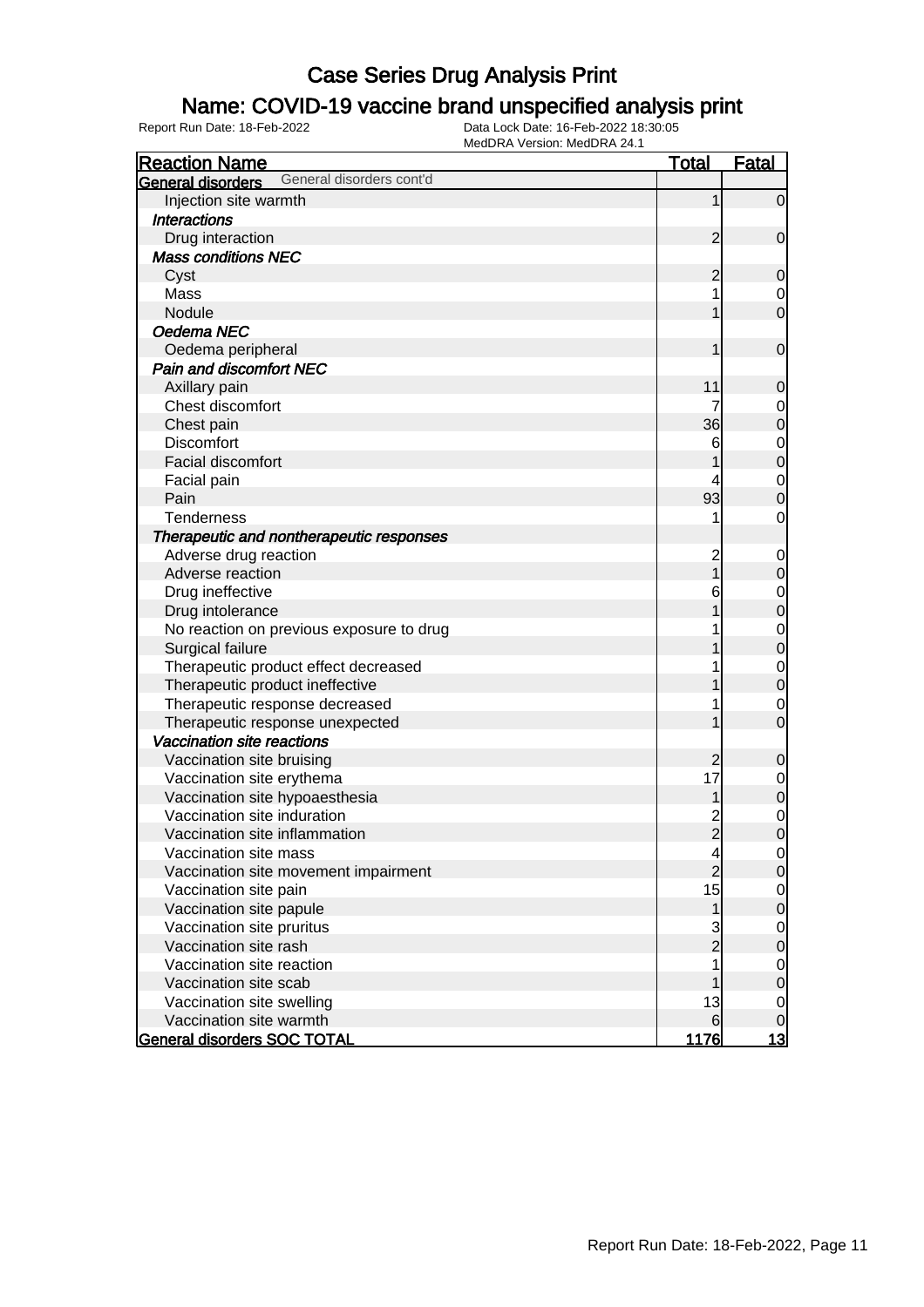# Case Series Drug Analysis Print

## Name: COVID-19 vaccine brand unspecified analysis print

Report Run Date: 18-Feb-2022

Data Lock Date: 16-Feb-2022 18:30:05
MedDRA Version: MedDRA 24.1

| Reaction Name | Total | Fatal |
|---|---|---|
| **General disorders** General disorders cont'd | | |
| Injection site warmth | 1 | 0 |
| ***Interactions*** | | |
| Drug interaction | 2 | 0 |
| ***Mass conditions NEC*** | | |
| Cyst | 2 | 0 |
| Mass | 1 | 0 |
| Nodule | 1 | 0 |
| ***Oedema NEC*** | | |
| Oedema peripheral | 1 | 0 |
| ***Pain and discomfort NEC*** | | |
| Axillary pain | 11 | 0 |
| Chest discomfort | 7 | 0 |
| Chest pain | 36 | 0 |
| Discomfort | 6 | 0 |
| Facial discomfort | 1 | 0 |
| Facial pain | 4 | 0 |
| Pain | 93 | 0 |
| Tenderness | 1 | 0 |
| ***Therapeutic and nontherapeutic responses*** | | |
| Adverse drug reaction | 2 | 0 |
| Adverse reaction | 1 | 0 |
| Drug ineffective | 6 | 0 |
| Drug intolerance | 1 | 0 |
| No reaction on previous exposure to drug | 1 | 0 |
| Surgical failure | 1 | 0 |
| Therapeutic product effect decreased | 1 | 0 |
| Therapeutic product ineffective | 1 | 0 |
| Therapeutic response decreased | 1 | 0 |
| Therapeutic response unexpected | 1 | 0 |
| ***Vaccination site reactions*** | | |
| Vaccination site bruising | 2 | 0 |
| Vaccination site erythema | 17 | 0 |
| Vaccination site hypoaesthesia | 1 | 0 |
| Vaccination site induration | 2 | 0 |
| Vaccination site inflammation | 2 | 0 |
| Vaccination site mass | 4 | 0 |
| Vaccination site movement impairment | 2 | 0 |
| Vaccination site pain | 15 | 0 |
| Vaccination site papule | 1 | 0 |
| Vaccination site pruritus | 3 | 0 |
| Vaccination site rash | 2 | 0 |
| Vaccination site reaction | 1 | 0 |
| Vaccination site scab | 1 | 0 |
| Vaccination site swelling | 13 | 0 |
| Vaccination site warmth | 6 | 0 |
| **General disorders SOC TOTAL** | **1176** | **13** |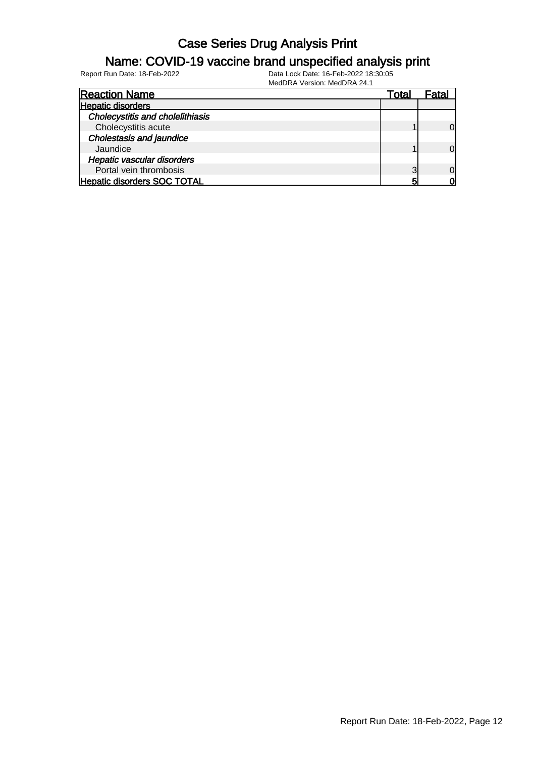# Case Series Drug Analysis Print

## Name: COVID-19 vaccine brand unspecified analysis print

Report Run Date: 18-Feb-2022    Data Lock Date: 16-Feb-2022 18:30:05
MedDRA Version: MedDRA 24.1

| Reaction Name | Total | Fatal |
|---|---|---|
| **Hepatic disorders** | | |
| ***Cholecystitis and cholelithiasis*** | | |
| Cholecystitis acute | 1 | 0 |
| ***Cholestasis and jaundice*** | | |
| Jaundice | 1 | 0 |
| ***Hepatic vascular disorders*** | | |
| Portal vein thrombosis | 3 | 0 |
| **Hepatic disorders SOC TOTAL** | **5** | **0** |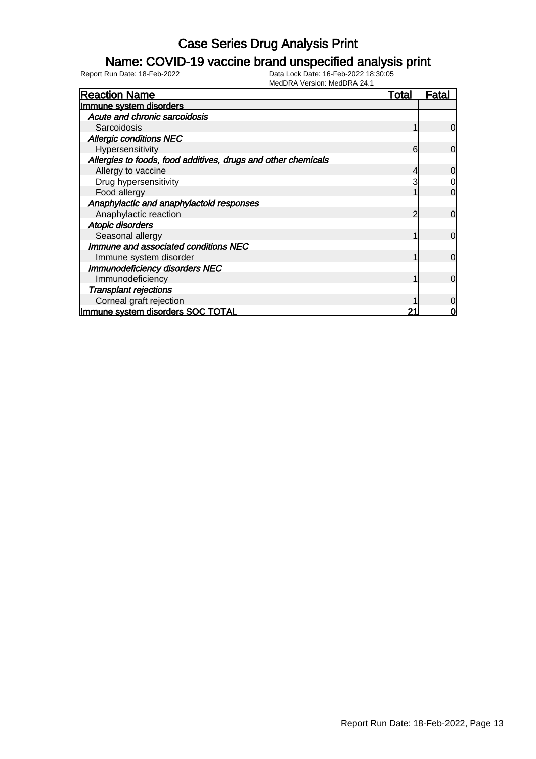# Case Series Drug Analysis Print

## Name: COVID-19 vaccine brand unspecified analysis print

Report Run Date: 18-Feb-2022

Data Lock Date: 16-Feb-2022 18:30:05
MedDRA Version: MedDRA 24.1

| Reaction Name | Total | Fatal |
|---|---|---|
| **Immune system disorders** | | |
| *Acute and chronic sarcoidosis* | | |
| Sarcoidosis | 1 | 0 |
| *Allergic conditions NEC* | | |
| Hypersensitivity | 6 | 0 |
| *Allergies to foods, food additives, drugs and other chemicals* | | |
| Allergy to vaccine | 4 | 0 |
| Drug hypersensitivity | 3 | 0 |
| Food allergy | 1 | 0 |
| *Anaphylactic and anaphylactoid responses* | | |
| Anaphylactic reaction | 2 | 0 |
| *Atopic disorders* | | |
| Seasonal allergy | 1 | 0 |
| *Immune and associated conditions NEC* | | |
| Immune system disorder | 1 | 0 |
| *Immunodeficiency disorders NEC* | | |
| Immunodeficiency | 1 | 0 |
| *Transplant rejections* | | |
| Corneal graft rejection | 1 | 0 |
| **Immune system disorders SOC TOTAL** | **21** | **0** |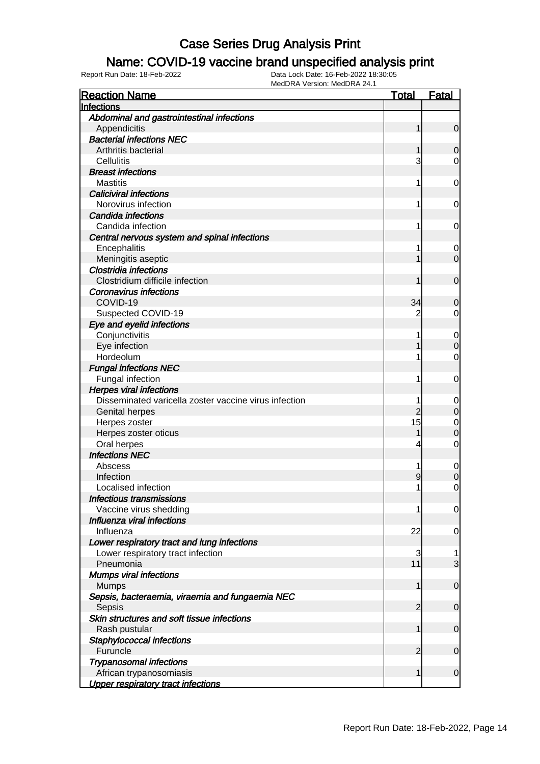# Case Series Drug Analysis Print

## Name: COVID-19 vaccine brand unspecified analysis print

Report Run Date: 18-Feb-2022

Data Lock Date: 16-Feb-2022 18:30:05
MedDRA Version: MedDRA 24.1

| Reaction Name | Total | Fatal |
|---|---|---|
| **Infections** | | |
| *Abdominal and gastrointestinal infections* | | |
| Appendicitis | 1 | 0 |
| *Bacterial infections NEC* | | |
| Arthritis bacterial | 1 | 0 |
| Cellulitis | 3 | 0 |
| *Breast infections* | | |
| Mastitis | 1 | 0 |
| *Caliciviral infections* | | |
| Norovirus infection | 1 | 0 |
| *Candida infections* | | |
| Candida infection | 1 | 0 |
| *Central nervous system and spinal infections* | | |
| Encephalitis | 1 | 0 |
| Meningitis aseptic | 1 | 0 |
| *Clostridia infections* | | |
| Clostridium difficile infection | 1 | 0 |
| *Coronavirus infections* | | |
| COVID-19 | 34 | 0 |
| Suspected COVID-19 | 2 | 0 |
| *Eye and eyelid infections* | | |
| Conjunctivitis | 1 | 0 |
| Eye infection | 1 | 0 |
| Hordeolum | 1 | 0 |
| *Fungal infections NEC* | | |
| Fungal infection | 1 | 0 |
| *Herpes viral infections* | | |
| Disseminated varicella zoster vaccine virus infection | 1 | 0 |
| Genital herpes | 2 | 0 |
| Herpes zoster | 15 | 0 |
| Herpes zoster oticus | 1 | 0 |
| Oral herpes | 4 | 0 |
| *Infections NEC* | | |
| Abscess | 1 | 0 |
| Infection | 9 | 0 |
| Localised infection | 1 | 0 |
| *Infectious transmissions* | | |
| Vaccine virus shedding | 1 | 0 |
| *Influenza viral infections* | | |
| Influenza | 22 | 0 |
| *Lower respiratory tract and lung infections* | | |
| Lower respiratory tract infection | 3 | 1 |
| Pneumonia | 11 | 3 |
| *Mumps viral infections* | | |
| Mumps | 1 | 0 |
| *Sepsis, bacteraemia, viraemia and fungaemia NEC* | | |
| Sepsis | 2 | 0 |
| *Skin structures and soft tissue infections* | | |
| Rash pustular | 1 | 0 |
| *Staphylococcal infections* | | |
| Furuncle | 2 | 0 |
| *Trypanosomal infections* | | |
| African trypanosomiasis | 1 | 0 |
| *Upper respiratory tract infections* | | |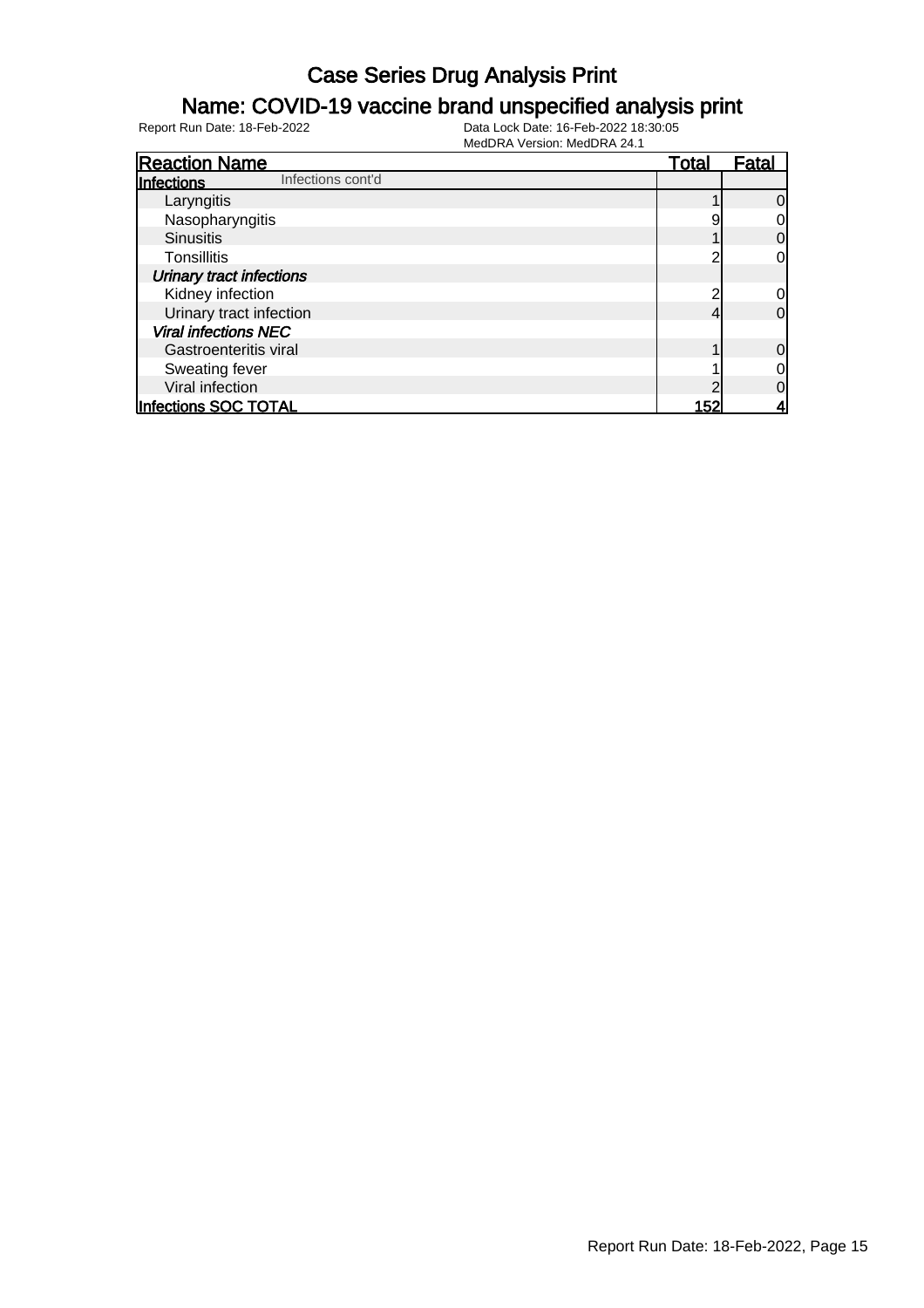# Case Series Drug Analysis Print

## Name: COVID-19 vaccine brand unspecified analysis print

Report Run Date: 18-Feb-2022
Data Lock Date: 16-Feb-2022 18:30:05
MedDRA Version: MedDRA 24.1

| Reaction Name | Total | Fatal |
|---|---|---|
| **Infections** Infections cont'd | | |
| Laryngitis | 1 | 0 |
| Nasopharyngitis | 9 | 0 |
| Sinusitis | 1 | 0 |
| Tonsillitis | 2 | 0 |
| ***Urinary tract infections*** | | |
| Kidney infection | 2 | 0 |
| Urinary tract infection | 4 | 0 |
| ***Viral infections NEC*** | | |
| Gastroenteritis viral | 1 | 0 |
| Sweating fever | 1 | 0 |
| Viral infection | 2 | 0 |
| **Infections SOC TOTAL** | **152** | **4** |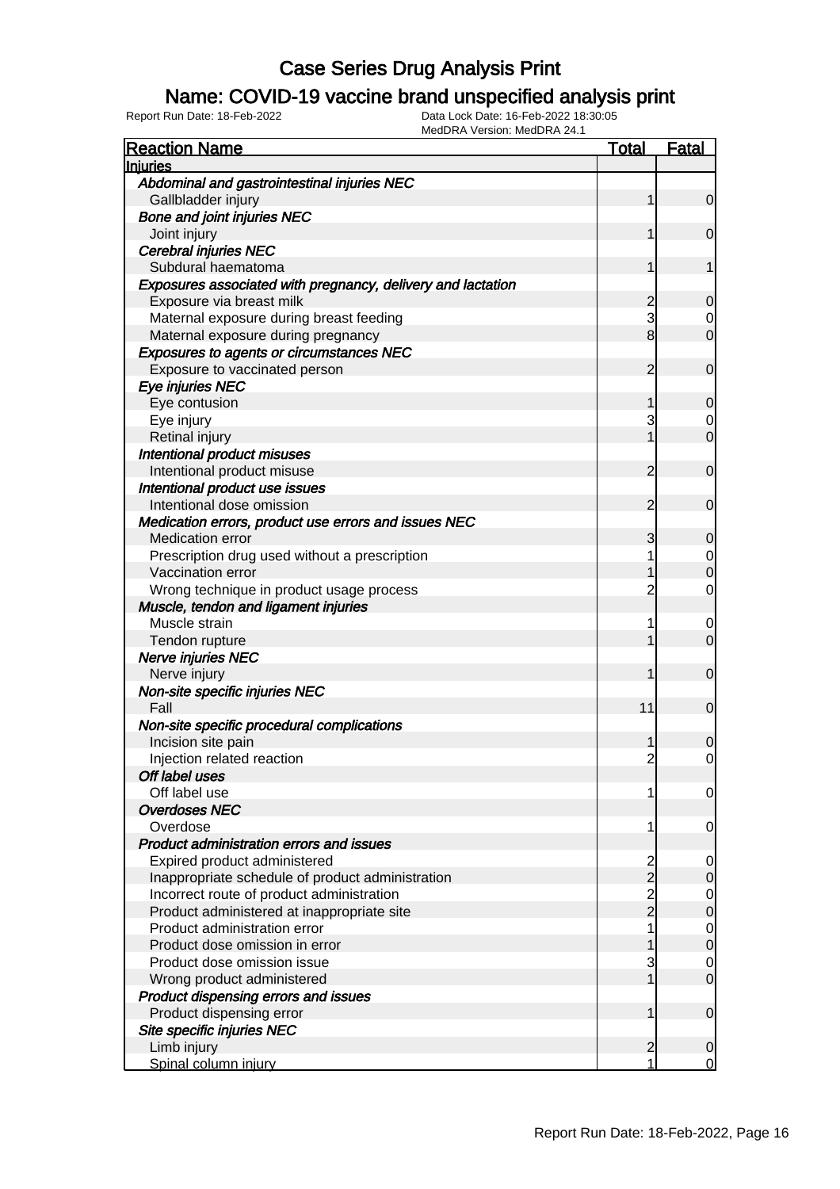# Case Series Drug Analysis Print

## Name: COVID-19 vaccine brand unspecified analysis print

Report Run Date: 18-Feb-2022    Data Lock Date: 16-Feb-2022 18:30:05
MedDRA Version: MedDRA 24.1

| Reaction Name | Total | Fatal |
|---|---|---|
| **Injuries** | | |
| *Abdominal and gastrointestinal injuries NEC* | | |
| Gallbladder injury | 1 | 0 |
| *Bone and joint injuries NEC* | | |
| Joint injury | 1 | 0 |
| *Cerebral injuries NEC* | | |
| Subdural haematoma | 1 | 1 |
| *Exposures associated with pregnancy, delivery and lactation* | | |
| Exposure via breast milk | 2 | 0 |
| Maternal exposure during breast feeding | 3 | 0 |
| Maternal exposure during pregnancy | 8 | 0 |
| *Exposures to agents or circumstances NEC* | | |
| Exposure to vaccinated person | 2 | 0 |
| *Eye injuries NEC* | | |
| Eye contusion | 1 | 0 |
| Eye injury | 3 | 0 |
| Retinal injury | 1 | 0 |
| *Intentional product misuses* | | |
| Intentional product misuse | 2 | 0 |
| *Intentional product use issues* | | |
| Intentional dose omission | 2 | 0 |
| *Medication errors, product use errors and issues NEC* | | |
| Medication error | 3 | 0 |
| Prescription drug used without a prescription | 1 | 0 |
| Vaccination error | 1 | 0 |
| Wrong technique in product usage process | 2 | 0 |
| *Muscle, tendon and ligament injuries* | | |
| Muscle strain | 1 | 0 |
| Tendon rupture | 1 | 0 |
| *Nerve injuries NEC* | | |
| Nerve injury | 1 | 0 |
| *Non-site specific injuries NEC* | | |
| Fall | 11 | 0 |
| *Non-site specific procedural complications* | | |
| Incision site pain | 1 | 0 |
| Injection related reaction | 2 | 0 |
| *Off label uses* | | |
| Off label use | 1 | 0 |
| *Overdoses NEC* | | |
| Overdose | 1 | 0 |
| *Product administration errors and issues* | | |
| Expired product administered | 2 | 0 |
| Inappropriate schedule of product administration | 2 | 0 |
| Incorrect route of product administration | 2 | 0 |
| Product administered at inappropriate site | 2 | 0 |
| Product administration error | 1 | 0 |
| Product dose omission in error | 1 | 0 |
| Product dose omission issue | 3 | 0 |
| Wrong product administered | 1 | 0 |
| *Product dispensing errors and issues* | | |
| Product dispensing error | 1 | 0 |
| *Site specific injuries NEC* | | |
| Limb injury | 2 | 0 |
| Spinal column injury | 1 | 0 |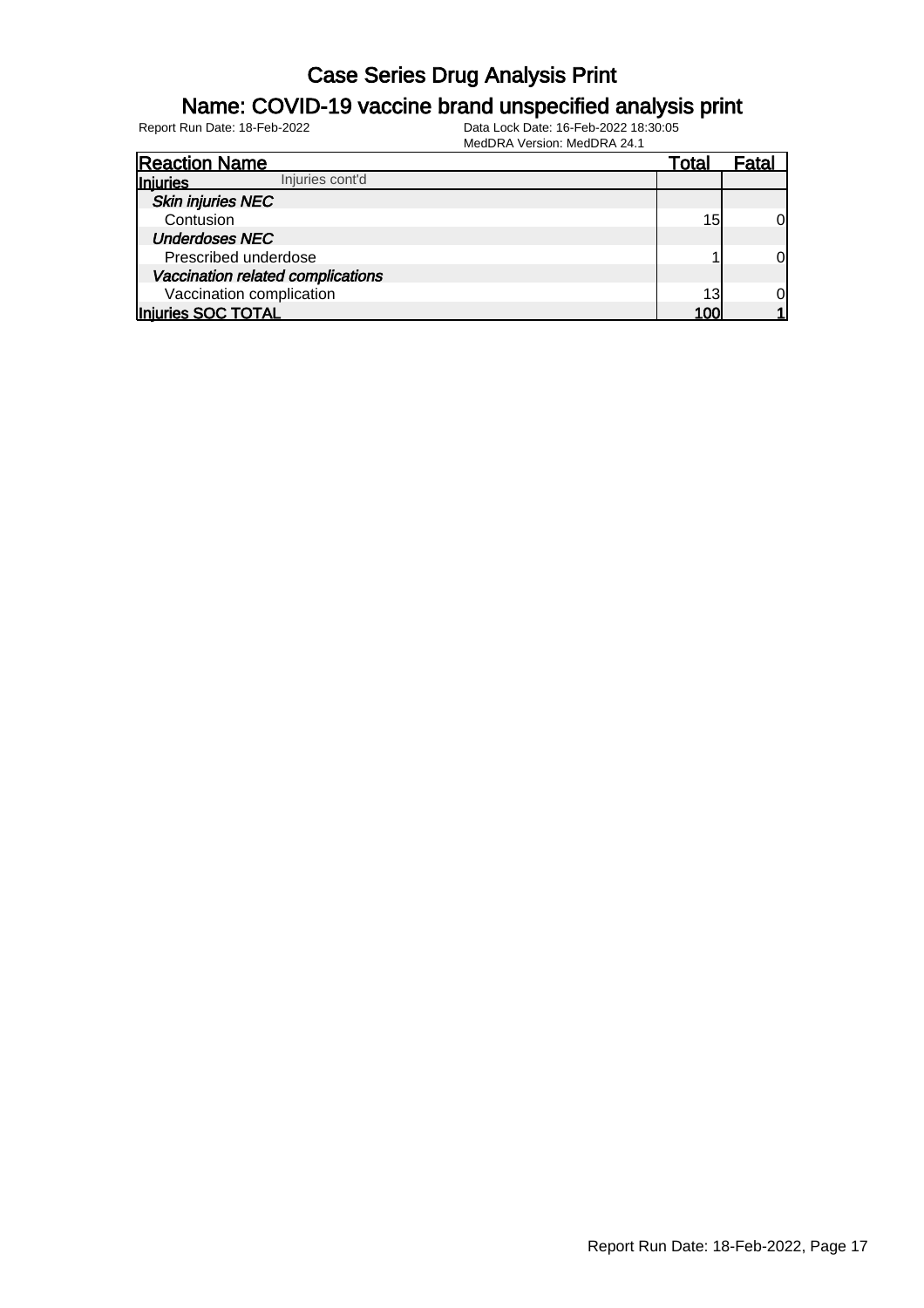# Case Series Drug Analysis Print

## Name: COVID-19 vaccine brand unspecified analysis print

Report Run Date: 18-Feb-2022    Data Lock Date: 16-Feb-2022 18:30:05
MedDRA Version: MedDRA 24.1

| Reaction Name | Total | Fatal |
|---|---|---|
| **Injuries** Injuries cont'd | | |
| ***Skin injuries NEC*** | | |
| Contusion | 15 | 0 |
| ***Underdoses NEC*** | | |
| Prescribed underdose | 1 | 0 |
| ***Vaccination related complications*** | | |
| Vaccination complication | 13 | 0 |
| **Injuries SOC TOTAL** | **100** | **1** |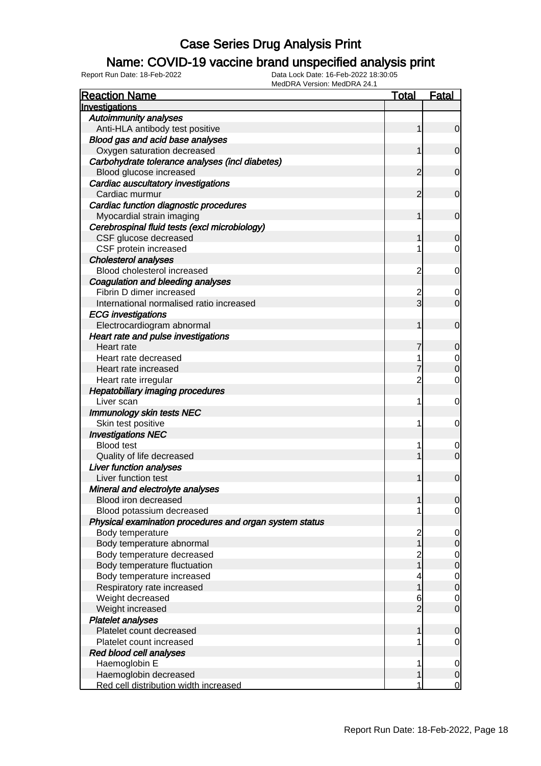# Case Series Drug Analysis Print

## Name: COVID-19 vaccine brand unspecified analysis print

Report Run Date: 18-Feb-2022　　Data Lock Date: 16-Feb-2022 18:30:05
MedDRA Version: MedDRA 24.1

| Reaction Name | Total | Fatal |
|---|---|---|
| **Investigations** | | |
| *Autoimmunity analyses* | | |
| Anti-HLA antibody test positive | 1 | 0 |
| *Blood gas and acid base analyses* | | |
| Oxygen saturation decreased | 1 | 0 |
| *Carbohydrate tolerance analyses (incl diabetes)* | | |
| Blood glucose increased | 2 | 0 |
| *Cardiac auscultatory investigations* | | |
| Cardiac murmur | 2 | 0 |
| *Cardiac function diagnostic procedures* | | |
| Myocardial strain imaging | 1 | 0 |
| *Cerebrospinal fluid tests (excl microbiology)* | | |
| CSF glucose decreased | 1 | 0 |
| CSF protein increased | 1 | 0 |
| *Cholesterol analyses* | | |
| Blood cholesterol increased | 2 | 0 |
| *Coagulation and bleeding analyses* | | |
| Fibrin D dimer increased | 2 | 0 |
| International normalised ratio increased | 3 | 0 |
| *ECG investigations* | | |
| Electrocardiogram abnormal | 1 | 0 |
| *Heart rate and pulse investigations* | | |
| Heart rate | 7 | 0 |
| Heart rate decreased | 1 | 0 |
| Heart rate increased | 7 | 0 |
| Heart rate irregular | 2 | 0 |
| *Hepatobiliary imaging procedures* | | |
| Liver scan | 1 | 0 |
| *Immunology skin tests NEC* | | |
| Skin test positive | 1 | 0 |
| *Investigations NEC* | | |
| Blood test | 1 | 0 |
| Quality of life decreased | 1 | 0 |
| *Liver function analyses* | | |
| Liver function test | 1 | 0 |
| *Mineral and electrolyte analyses* | | |
| Blood iron decreased | 1 | 0 |
| Blood potassium decreased | 1 | 0 |
| *Physical examination procedures and organ system status* | | |
| Body temperature | 2 | 0 |
| Body temperature abnormal | 1 | 0 |
| Body temperature decreased | 2 | 0 |
| Body temperature fluctuation | 1 | 0 |
| Body temperature increased | 4 | 0 |
| Respiratory rate increased | 1 | 0 |
| Weight decreased | 6 | 0 |
| Weight increased | 2 | 0 |
| *Platelet analyses* | | |
| Platelet count decreased | 1 | 0 |
| Platelet count increased | 1 | 0 |
| *Red blood cell analyses* | | |
| Haemoglobin E | 1 | 0 |
| Haemoglobin decreased | 1 | 0 |
| Red cell distribution width increased | 1 | 0 |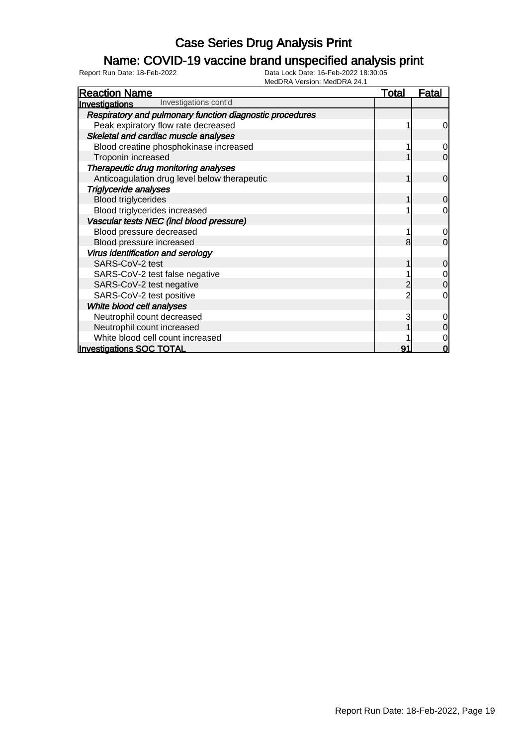# Case Series Drug Analysis Print

## Name: COVID-19 vaccine brand unspecified analysis print

Report Run Date: 18-Feb-2022    Data Lock Date: 16-Feb-2022 18:30:05
MedDRA Version: MedDRA 24.1

| Reaction Name | Total | Fatal |
|---|---|---|
| **Investigations** Investigations cont'd | | |
| ***Respiratory and pulmonary function diagnostic procedures*** | | |
| Peak expiratory flow rate decreased | 1 | 0 |
| ***Skeletal and cardiac muscle analyses*** | | |
| Blood creatine phosphokinase increased | 1 | 0 |
| Troponin increased | 1 | 0 |
| ***Therapeutic drug monitoring analyses*** | | |
| Anticoagulation drug level below therapeutic | 1 | 0 |
| ***Triglyceride analyses*** | | |
| Blood triglycerides | 1 | 0 |
| Blood triglycerides increased | 1 | 0 |
| ***Vascular tests NEC (incl blood pressure)*** | | |
| Blood pressure decreased | 1 | 0 |
| Blood pressure increased | 8 | 0 |
| ***Virus identification and serology*** | | |
| SARS-CoV-2 test | 1 | 0 |
| SARS-CoV-2 test false negative | 1 | 0 |
| SARS-CoV-2 test negative | 2 | 0 |
| SARS-CoV-2 test positive | 2 | 0 |
| ***White blood cell analyses*** | | |
| Neutrophil count decreased | 3 | 0 |
| Neutrophil count increased | 1 | 0 |
| White blood cell count increased | 1 | 0 |
| **Investigations SOC TOTAL** | **91** | **0** |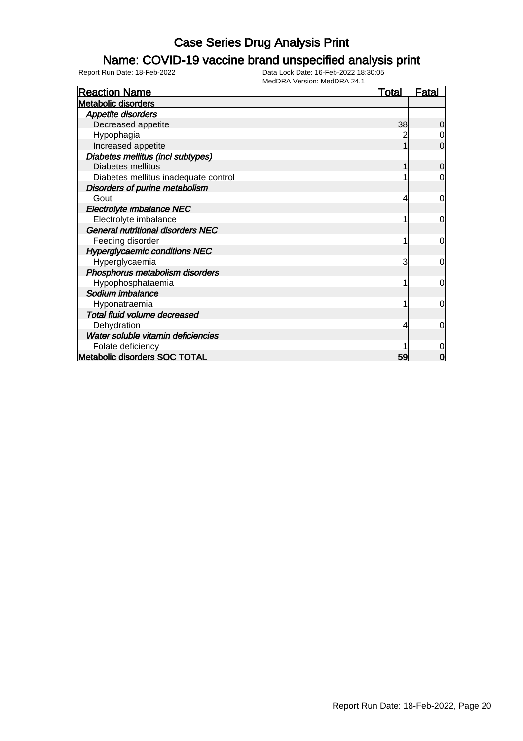# Case Series Drug Analysis Print

## Name: COVID-19 vaccine brand unspecified analysis print

Report Run Date: 18-Feb-2022
Data Lock Date: 16-Feb-2022 18:30:05
MedDRA Version: MedDRA 24.1

| Reaction Name | Total | Fatal |
|---|---|---|
| **Metabolic disorders** | | |
| ***Appetite disorders*** | | |
| Decreased appetite | 38 | 0 |
| Hypophagia | 2 | 0 |
| Increased appetite | 1 | 0 |
| ***Diabetes mellitus (incl subtypes)*** | | |
| Diabetes mellitus | 1 | 0 |
| Diabetes mellitus inadequate control | 1 | 0 |
| ***Disorders of purine metabolism*** | | |
| Gout | 4 | 0 |
| ***Electrolyte imbalance NEC*** | | |
| Electrolyte imbalance | 1 | 0 |
| ***General nutritional disorders NEC*** | | |
| Feeding disorder | 1 | 0 |
| ***Hyperglycaemic conditions NEC*** | | |
| Hyperglycaemia | 3 | 0 |
| ***Phosphorus metabolism disorders*** | | |
| Hypophosphataemia | 1 | 0 |
| ***Sodium imbalance*** | | |
| Hyponatraemia | 1 | 0 |
| ***Total fluid volume decreased*** | | |
| Dehydration | 4 | 0 |
| ***Water soluble vitamin deficiencies*** | | |
| Folate deficiency | 1 | 0 |
| **Metabolic disorders SOC TOTAL** | **59** | **0** |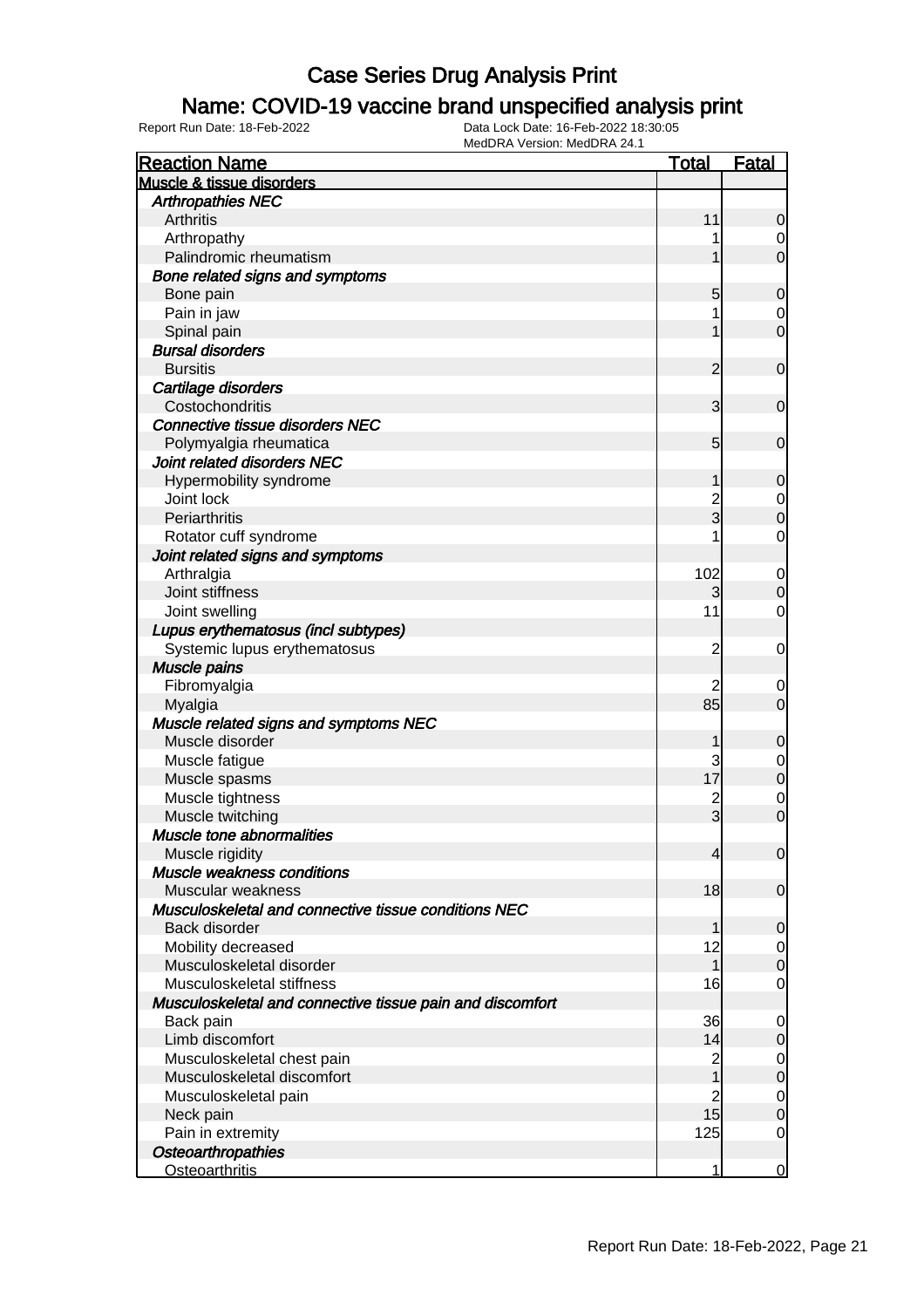# Case Series Drug Analysis Print

## Name: COVID-19 vaccine brand unspecified analysis print

Report Run Date: 18-Feb-2022 | Data Lock Date: 16-Feb-2022 18:30:05 | MedDRA Version: MedDRA 24.1

| Reaction Name | Total | Fatal |
| --- | --- | --- |
| **Muscle & tissue disorders** | | |
| ***Arthropathies NEC*** | | |
| Arthritis | 11 | 0 |
| Arthropathy | 1 | 0 |
| Palindromic rheumatism | 1 | 0 |
| ***Bone related signs and symptoms*** | | |
| Bone pain | 5 | 0 |
| Pain in jaw | 1 | 0 |
| Spinal pain | 1 | 0 |
| ***Bursal disorders*** | | |
| Bursitis | 2 | 0 |
| ***Cartilage disorders*** | | |
| Costochondritis | 3 | 0 |
| ***Connective tissue disorders NEC*** | | |
| Polymyalgia rheumatica | 5 | 0 |
| ***Joint related disorders NEC*** | | |
| Hypermobility syndrome | 1 | 0 |
| Joint lock | 2 | 0 |
| Periarthritis | 3 | 0 |
| Rotator cuff syndrome | 1 | 0 |
| ***Joint related signs and symptoms*** | | |
| Arthralgia | 102 | 0 |
| Joint stiffness | 3 | 0 |
| Joint swelling | 11 | 0 |
| ***Lupus erythematosus (incl subtypes)*** | | |
| Systemic lupus erythematosus | 2 | 0 |
| ***Muscle pains*** | | |
| Fibromyalgia | 2 | 0 |
| Myalgia | 85 | 0 |
| ***Muscle related signs and symptoms NEC*** | | |
| Muscle disorder | 1 | 0 |
| Muscle fatigue | 3 | 0 |
| Muscle spasms | 17 | 0 |
| Muscle tightness | 2 | 0 |
| Muscle twitching | 3 | 0 |
| ***Muscle tone abnormalities*** | | |
| Muscle rigidity | 4 | 0 |
| ***Muscle weakness conditions*** | | |
| Muscular weakness | 18 | 0 |
| ***Musculoskeletal and connective tissue conditions NEC*** | | |
| Back disorder | 1 | 0 |
| Mobility decreased | 12 | 0 |
| Musculoskeletal disorder | 1 | 0 |
| Musculoskeletal stiffness | 16 | 0 |
| ***Musculoskeletal and connective tissue pain and discomfort*** | | |
| Back pain | 36 | 0 |
| Limb discomfort | 14 | 0 |
| Musculoskeletal chest pain | 2 | 0 |
| Musculoskeletal discomfort | 1 | 0 |
| Musculoskeletal pain | 2 | 0 |
| Neck pain | 15 | 0 |
| Pain in extremity | 125 | 0 |
| ***Osteoarthropathies*** | | |
| Osteoarthritis | 1 | 0 |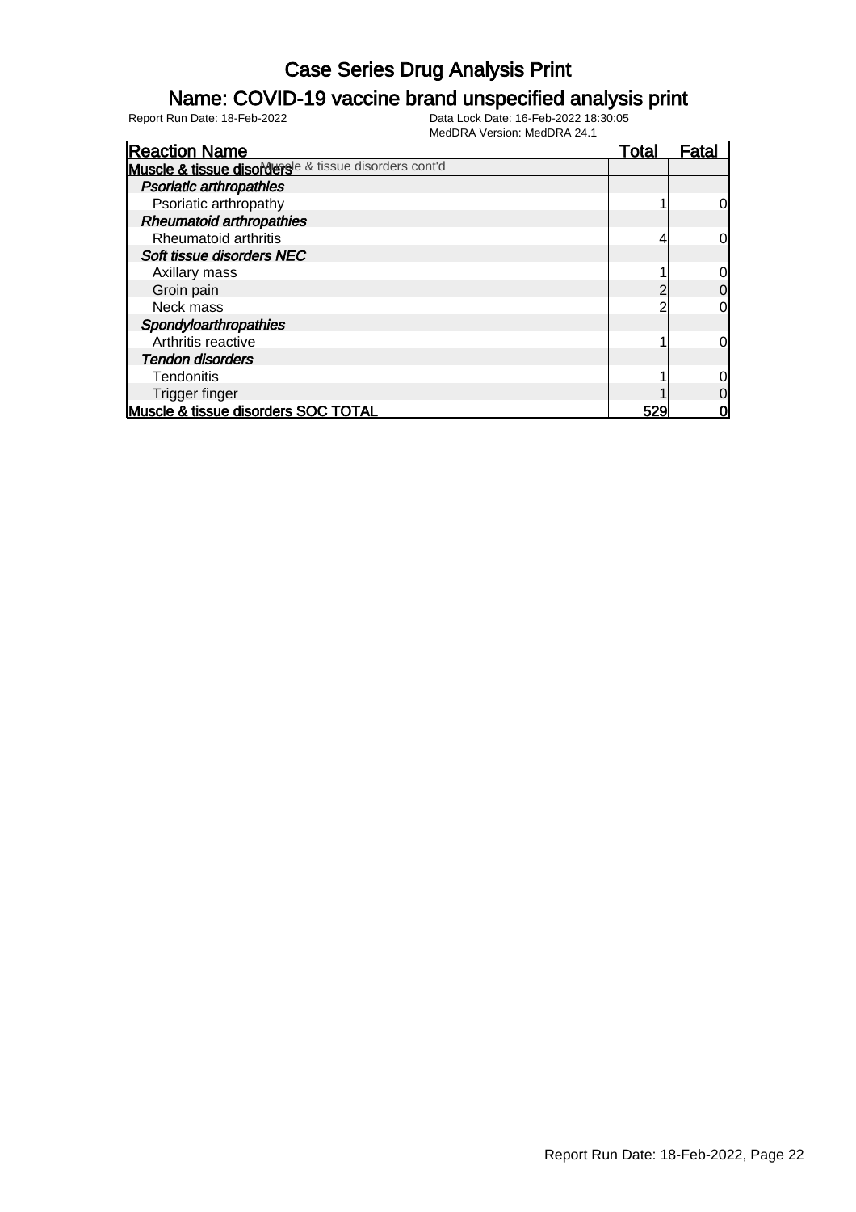# Case Series Drug Analysis Print

## Name: COVID-19 vaccine brand unspecified analysis print

Report Run Date: 18-Feb-2022

Data Lock Date: 16-Feb-2022 18:30:05
MedDRA Version: MedDRA 24.1

| Reaction Name | Total | Fatal |
|---|---|---|
| **Muscle & tissue disorders** Muscle & tissue disorders cont'd | | |
| ***Psoriatic arthropathies*** | | |
| Psoriatic arthropathy | 1 | 0 |
| ***Rheumatoid arthropathies*** | | |
| Rheumatoid arthritis | 4 | 0 |
| ***Soft tissue disorders NEC*** | | |
| Axillary mass | 1 | 0 |
| Groin pain | 2 | 0 |
| Neck mass | 2 | 0 |
| ***Spondyloarthropathies*** | | |
| Arthritis reactive | 1 | 0 |
| ***Tendon disorders*** | | |
| Tendonitis | 1 | 0 |
| Trigger finger | 1 | 0 |
| **Muscle & tissue disorders SOC TOTAL** | **529** | **0** |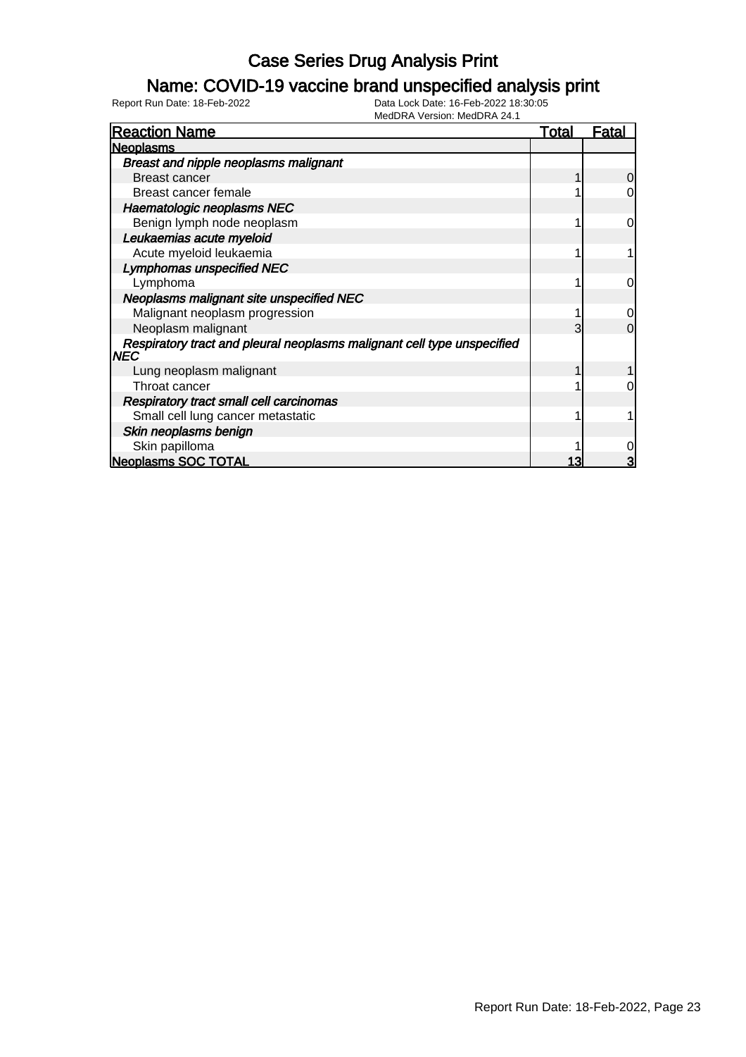# Case Series Drug Analysis Print

## Name: COVID-19 vaccine brand unspecified analysis print

Report Run Date: 18-Feb-2022

Data Lock Date: 16-Feb-2022 18:30:05
MedDRA Version: MedDRA 24.1

| Reaction Name | Total | Fatal |
|---|---|---|
| **Neoplasms** | | |
| *Breast and nipple neoplasms malignant* | | |
| Breast cancer | 1 | 0 |
| Breast cancer female | 1 | 0 |
| *Haematologic neoplasms NEC* | | |
| Benign lymph node neoplasm | 1 | 0 |
| *Leukaemias acute myeloid* | | |
| Acute myeloid leukaemia | 1 | 1 |
| *Lymphomas unspecified NEC* | | |
| Lymphoma | 1 | 0 |
| *Neoplasms malignant site unspecified NEC* | | |
| Malignant neoplasm progression | 1 | 0 |
| Neoplasm malignant | 3 | 0 |
| *Respiratory tract and pleural neoplasms malignant cell type unspecified NEC* | | |
| Lung neoplasm malignant | 1 | 1 |
| Throat cancer | 1 | 0 |
| *Respiratory tract small cell carcinomas* | | |
| Small cell lung cancer metastatic | 1 | 1 |
| *Skin neoplasms benign* | | |
| Skin papilloma | 1 | 0 |
| **Neoplasms SOC TOTAL** | **13** | **3** |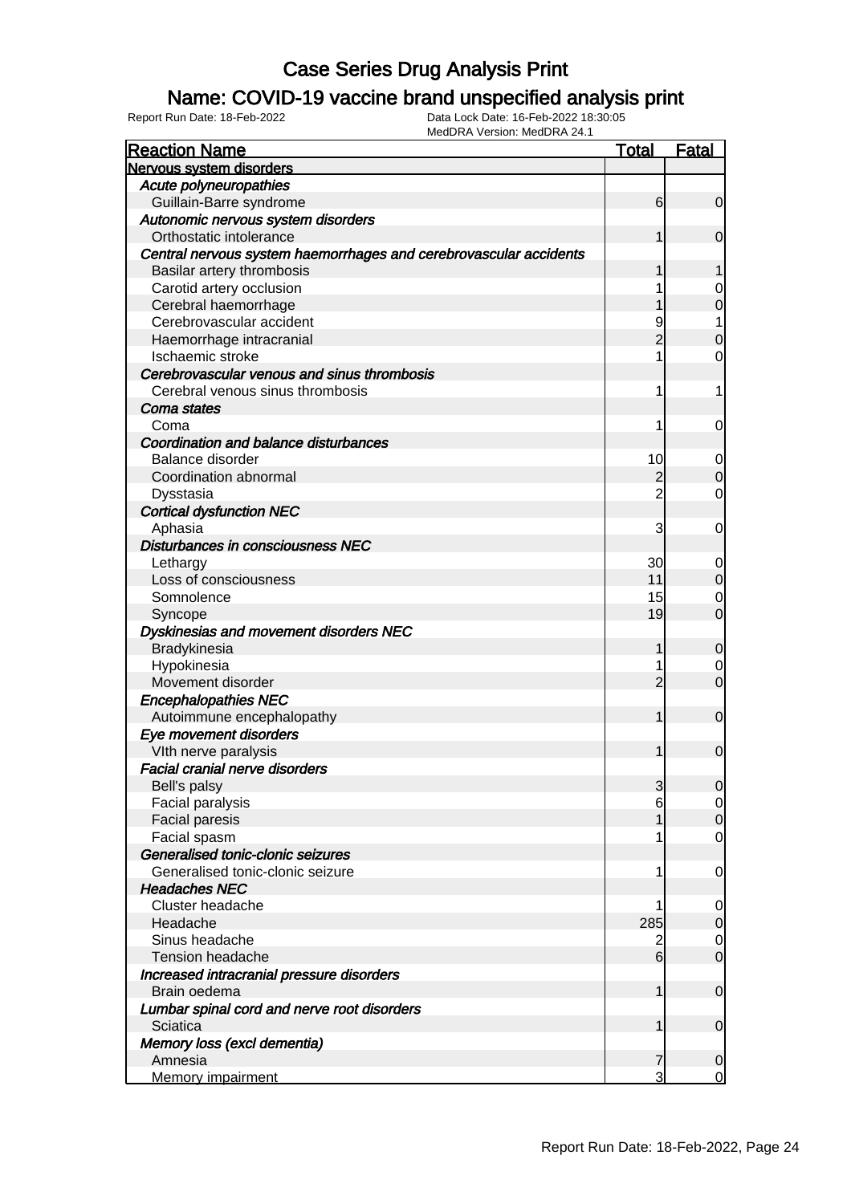# Case Series Drug Analysis Print

## Name: COVID-19 vaccine brand unspecified analysis print

Report Run Date: 18-Feb-2022 Data Lock Date: 16-Feb-2022 18:30:05
MedDRA Version: MedDRA 24.1

| Reaction Name | Total | Fatal |
|---|---|---|
| **Nervous system disorders** | | |
| *Acute polyneuropathies* | | |
| Guillain-Barre syndrome | 6 | 0 |
| *Autonomic nervous system disorders* | | |
| Orthostatic intolerance | 1 | 0 |
| *Central nervous system haemorrhages and cerebrovascular accidents* | | |
| Basilar artery thrombosis | 1 | 1 |
| Carotid artery occlusion | 1 | 0 |
| Cerebral haemorrhage | 1 | 0 |
| Cerebrovascular accident | 9 | 1 |
| Haemorrhage intracranial | 2 | 0 |
| Ischaemic stroke | 1 | 0 |
| *Cerebrovascular venous and sinus thrombosis* | | |
| Cerebral venous sinus thrombosis | 1 | 1 |
| *Coma states* | | |
| Coma | 1 | 0 |
| *Coordination and balance disturbances* | | |
| Balance disorder | 10 | 0 |
| Coordination abnormal | 2 | 0 |
| Dysstasia | 2 | 0 |
| *Cortical dysfunction NEC* | | |
| Aphasia | 3 | 0 |
| *Disturbances in consciousness NEC* | | |
| Lethargy | 30 | 0 |
| Loss of consciousness | 11 | 0 |
| Somnolence | 15 | 0 |
| Syncope | 19 | 0 |
| *Dyskinesias and movement disorders NEC* | | |
| Bradykinesia | 1 | 0 |
| Hypokinesia | 1 | 0 |
| Movement disorder | 2 | 0 |
| *Encephalopathies NEC* | | |
| Autoimmune encephalopathy | 1 | 0 |
| *Eye movement disorders* | | |
| VIth nerve paralysis | 1 | 0 |
| *Facial cranial nerve disorders* | | |
| Bell's palsy | 3 | 0 |
| Facial paralysis | 6 | 0 |
| Facial paresis | 1 | 0 |
| Facial spasm | 1 | 0 |
| *Generalised tonic-clonic seizures* | | |
| Generalised tonic-clonic seizure | 1 | 0 |
| *Headaches NEC* | | |
| Cluster headache | 1 | 0 |
| Headache | 285 | 0 |
| Sinus headache | 2 | 0 |
| Tension headache | 6 | 0 |
| *Increased intracranial pressure disorders* | | |
| Brain oedema | 1 | 0 |
| *Lumbar spinal cord and nerve root disorders* | | |
| Sciatica | 1 | 0 |
| *Memory loss (excl dementia)* | | |
| Amnesia | 7 | 0 |
| Memory impairment | 3 | 0 |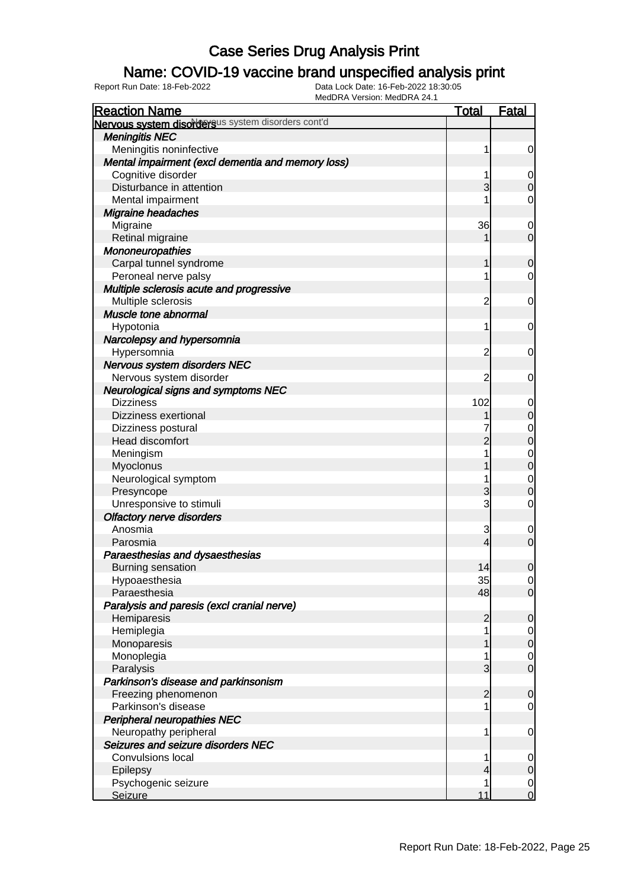# Case Series Drug Analysis Print

## Name: COVID-19 vaccine brand unspecified analysis print

Report Run Date: 18-Feb-2022 | Data Lock Date: 16-Feb-2022 18:30:05 | MedDRA Version: MedDRA 24.1

| Reaction Name | Total | Fatal |
|---|---|---|
| **Nervous system disorders** Nervous system disorders cont'd | | |
| ***Meningitis NEC*** | | |
| Meningitis noninfective | 1 | 0 |
| ***Mental impairment (excl dementia and memory loss)*** | | |
| Cognitive disorder | 1 | 0 |
| Disturbance in attention | 3 | 0 |
| Mental impairment | 1 | 0 |
| ***Migraine headaches*** | | |
| Migraine | 36 | 0 |
| Retinal migraine | 1 | 0 |
| ***Mononeuropathies*** | | |
| Carpal tunnel syndrome | 1 | 0 |
| Peroneal nerve palsy | 1 | 0 |
| ***Multiple sclerosis acute and progressive*** | | |
| Multiple sclerosis | 2 | 0 |
| ***Muscle tone abnormal*** | | |
| Hypotonia | 1 | 0 |
| ***Narcolepsy and hypersomnia*** | | |
| Hypersomnia | 2 | 0 |
| ***Nervous system disorders NEC*** | | |
| Nervous system disorder | 2 | 0 |
| ***Neurological signs and symptoms NEC*** | | |
| Dizziness | 102 | 0 |
| Dizziness exertional | 1 | 0 |
| Dizziness postural | 7 | 0 |
| Head discomfort | 2 | 0 |
| Meningism | 1 | 0 |
| Myoclonus | 1 | 0 |
| Neurological symptom | 1 | 0 |
| Presyncope | 3 | 0 |
| Unresponsive to stimuli | 3 | 0 |
| ***Olfactory nerve disorders*** | | |
| Anosmia | 3 | 0 |
| Parosmia | 4 | 0 |
| ***Paraesthesias and dysaesthesias*** | | |
| Burning sensation | 14 | 0 |
| Hypoaesthesia | 35 | 0 |
| Paraesthesia | 48 | 0 |
| ***Paralysis and paresis (excl cranial nerve)*** | | |
| Hemiparesis | 2 | 0 |
| Hemiplegia | 1 | 0 |
| Monoparesis | 1 | 0 |
| Monoplegia | 1 | 0 |
| Paralysis | 3 | 0 |
| ***Parkinson's disease and parkinsonism*** | | |
| Freezing phenomenon | 2 | 0 |
| Parkinson's disease | 1 | 0 |
| ***Peripheral neuropathies NEC*** | | |
| Neuropathy peripheral | 1 | 0 |
| ***Seizures and seizure disorders NEC*** | | |
| Convulsions local | 1 | 0 |
| Epilepsy | 4 | 0 |
| Psychogenic seizure | 1 | 0 |
| Seizure | 11 | 0 |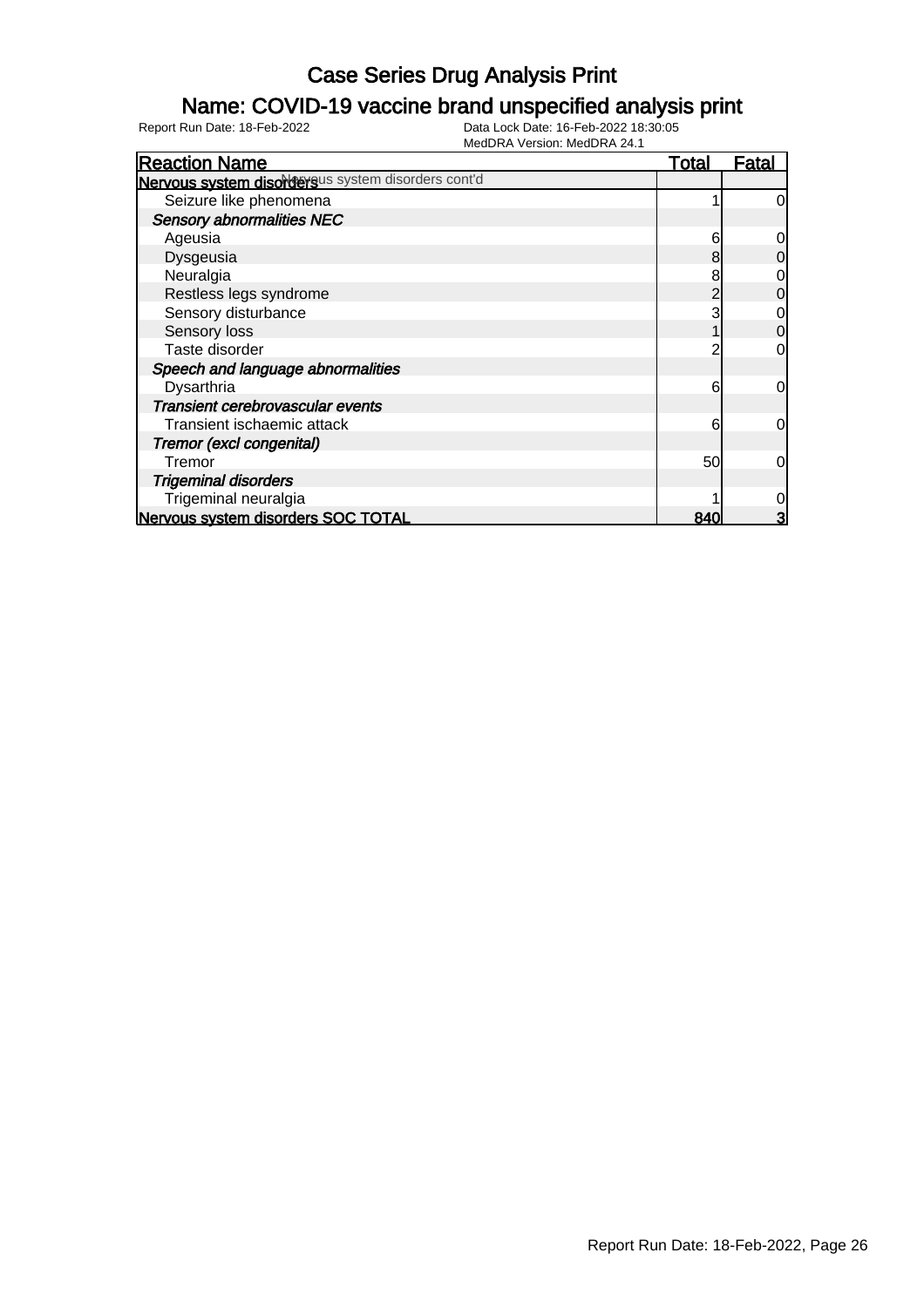# Case Series Drug Analysis Print

## Name: COVID-19 vaccine brand unspecified analysis print

Report Run Date: 18-Feb-2022    Data Lock Date: 16-Feb-2022 18:30:05
MedDRA Version: MedDRA 24.1

| Reaction Name | Total | Fatal |
|---|---|---|
| **Nervous system disorders** Nervous system disorders cont'd | | |
| Seizure like phenomena | 1 | 0 |
| ***Sensory abnormalities NEC*** | | |
| Ageusia | 6 | 0 |
| Dysgeusia | 8 | 0 |
| Neuralgia | 8 | 0 |
| Restless legs syndrome | 2 | 0 |
| Sensory disturbance | 3 | 0 |
| Sensory loss | 1 | 0 |
| Taste disorder | 2 | 0 |
| ***Speech and language abnormalities*** | | |
| Dysarthria | 6 | 0 |
| ***Transient cerebrovascular events*** | | |
| Transient ischaemic attack | 6 | 0 |
| ***Tremor (excl congenital)*** | | |
| Tremor | 50 | 0 |
| ***Trigeminal disorders*** | | |
| Trigeminal neuralgia | 1 | 0 |
| **Nervous system disorders SOC TOTAL** | **840** | **3** |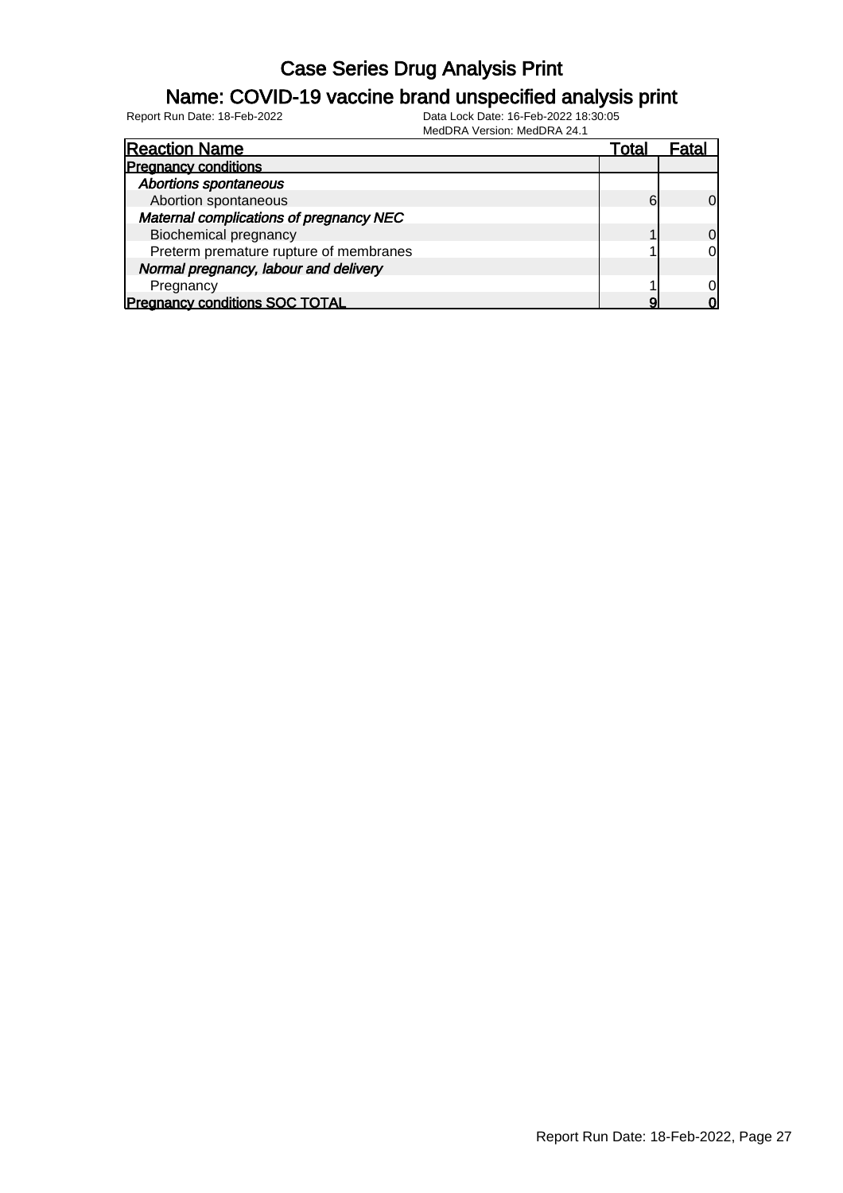# Case Series Drug Analysis Print

## Name: COVID-19 vaccine brand unspecified analysis print

Report Run Date: 18-Feb-2022

Data Lock Date: 16-Feb-2022 18:30:05

MedDRA Version: MedDRA 24.1

| Reaction Name | Total | Fatal |
|---|---|---|
| **Pregnancy conditions** | | |
| ***Abortions spontaneous*** | | |
| Abortion spontaneous | 6 | 0 |
| ***Maternal complications of pregnancy NEC*** | | |
| Biochemical pregnancy | 1 | 0 |
| Preterm premature rupture of membranes | 1 | 0 |
| ***Normal pregnancy, labour and delivery*** | | |
| Pregnancy | 1 | 0 |
| **Pregnancy conditions SOC TOTAL** | **9** | **0** |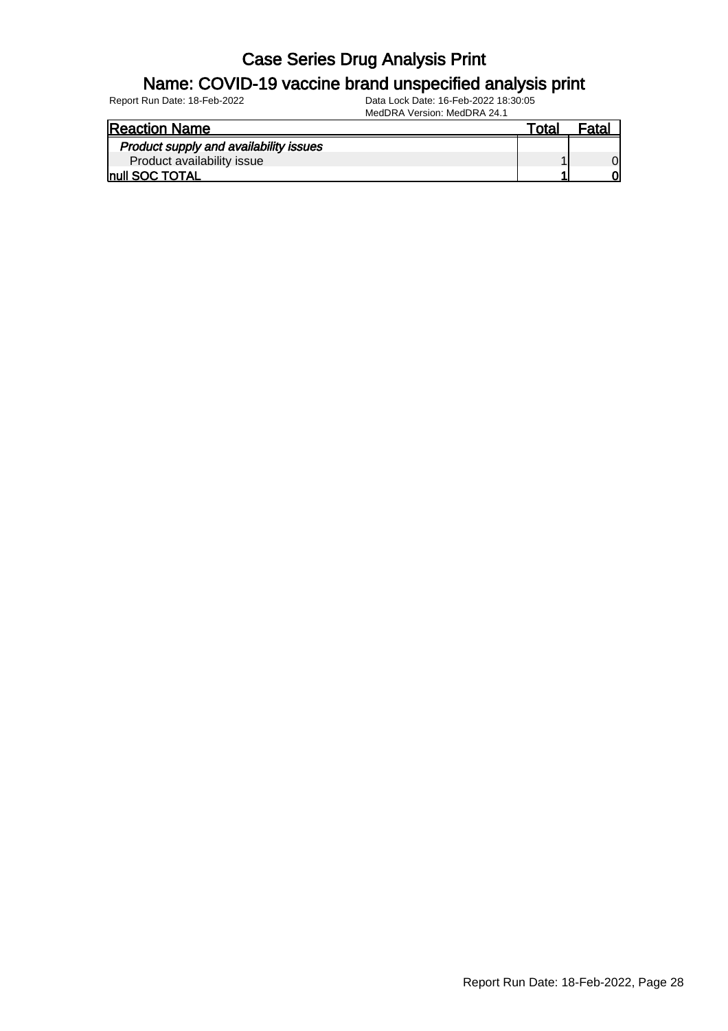# Case Series Drug Analysis Print

## Name: COVID-19 vaccine brand unspecified analysis print

Report Run Date: 18-Feb-2022 Data Lock Date: 16-Feb-2022 18:30:05

MedDRA Version: MedDRA 24.1

| Reaction Name | Total | Fatal |
|---|---|---|
| *Product supply and availability issues* | | |
| Product availability issue | 1 | 0 |
| **null SOC TOTAL** | **1** | **0** |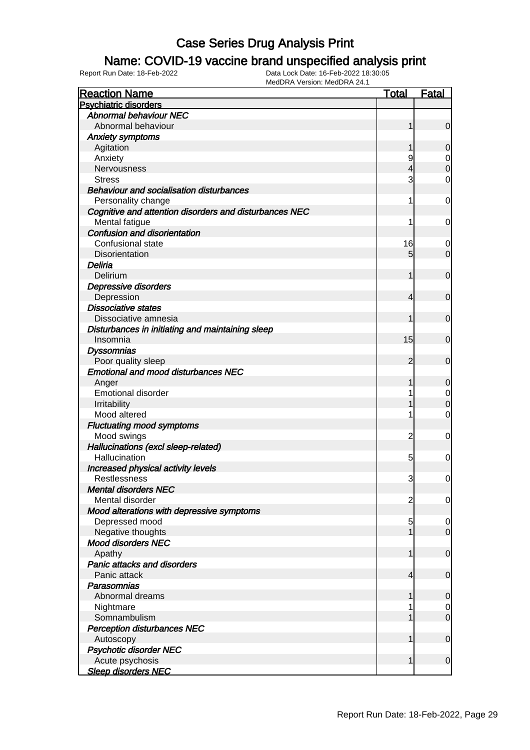# Case Series Drug Analysis Print

## Name: COVID-19 vaccine brand unspecified analysis print

Report Run Date: 18-Feb-2022    Data Lock Date: 16-Feb-2022 18:30:05
MedDRA Version: MedDRA 24.1

| Reaction Name | Total | Fatal |
|---|---|---|
| **Psychiatric disorders** | | |
| ***Abnormal behaviour NEC*** | | |
| Abnormal behaviour | 1 | 0 |
| ***Anxiety symptoms*** | | |
| Agitation | 1 | 0 |
| Anxiety | 9 | 0 |
| Nervousness | 4 | 0 |
| Stress | 3 | 0 |
| ***Behaviour and socialisation disturbances*** | | |
| Personality change | 1 | 0 |
| ***Cognitive and attention disorders and disturbances NEC*** | | |
| Mental fatigue | 1 | 0 |
| ***Confusion and disorientation*** | | |
| Confusional state | 16 | 0 |
| Disorientation | 5 | 0 |
| ***Deliria*** | | |
| Delirium | 1 | 0 |
| ***Depressive disorders*** | | |
| Depression | 4 | 0 |
| ***Dissociative states*** | | |
| Dissociative amnesia | 1 | 0 |
| ***Disturbances in initiating and maintaining sleep*** | | |
| Insomnia | 15 | 0 |
| ***Dyssomnias*** | | |
| Poor quality sleep | 2 | 0 |
| ***Emotional and mood disturbances NEC*** | | |
| Anger | 1 | 0 |
| Emotional disorder | 1 | 0 |
| Irritability | 1 | 0 |
| Mood altered | 1 | 0 |
| ***Fluctuating mood symptoms*** | | |
| Mood swings | 2 | 0 |
| ***Hallucinations (excl sleep-related)*** | | |
| Hallucination | 5 | 0 |
| ***Increased physical activity levels*** | | |
| Restlessness | 3 | 0 |
| ***Mental disorders NEC*** | | |
| Mental disorder | 2 | 0 |
| ***Mood alterations with depressive symptoms*** | | |
| Depressed mood | 5 | 0 |
| Negative thoughts | 1 | 0 |
| ***Mood disorders NEC*** | | |
| Apathy | 1 | 0 |
| ***Panic attacks and disorders*** | | |
| Panic attack | 4 | 0 |
| ***Parasomnias*** | | |
| Abnormal dreams | 1 | 0 |
| Nightmare | 1 | 0 |
| Somnambulism | 1 | 0 |
| ***Perception disturbances NEC*** | | |
| Autoscopy | 1 | 0 |
| ***Psychotic disorder NEC*** | | |
| Acute psychosis | 1 | 0 |
| ***Sleep disorders NEC*** | | |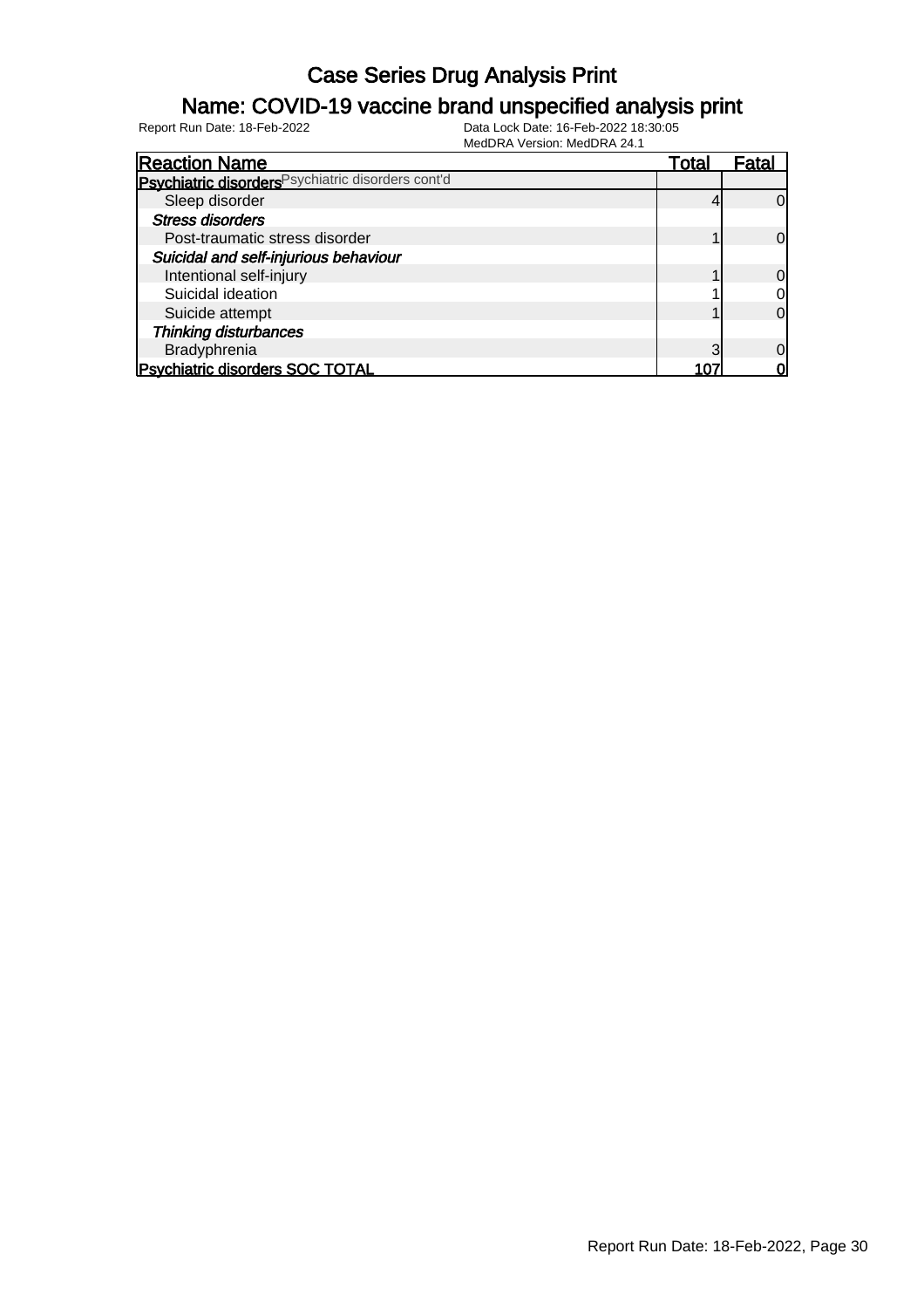# Case Series Drug Analysis Print

## Name: COVID-19 vaccine brand unspecified analysis print

Report Run Date: 18-Feb-2022    Data Lock Date: 16-Feb-2022 18:30:05
MedDRA Version: MedDRA 24.1

| Reaction Name | Total | Fatal |
|---|---|---|
| **Psychiatric disorders** Psychiatric disorders cont'd | | |
| Sleep disorder | 4 | 0 |
| ***Stress disorders*** | | |
| Post-traumatic stress disorder | 1 | 0 |
| ***Suicidal and self-injurious behaviour*** | | |
| Intentional self-injury | 1 | 0 |
| Suicidal ideation | 1 | 0 |
| Suicide attempt | 1 | 0 |
| ***Thinking disturbances*** | | |
| Bradyphrenia | 3 | 0 |
| **Psychiatric disorders SOC TOTAL** | **107** | **0** |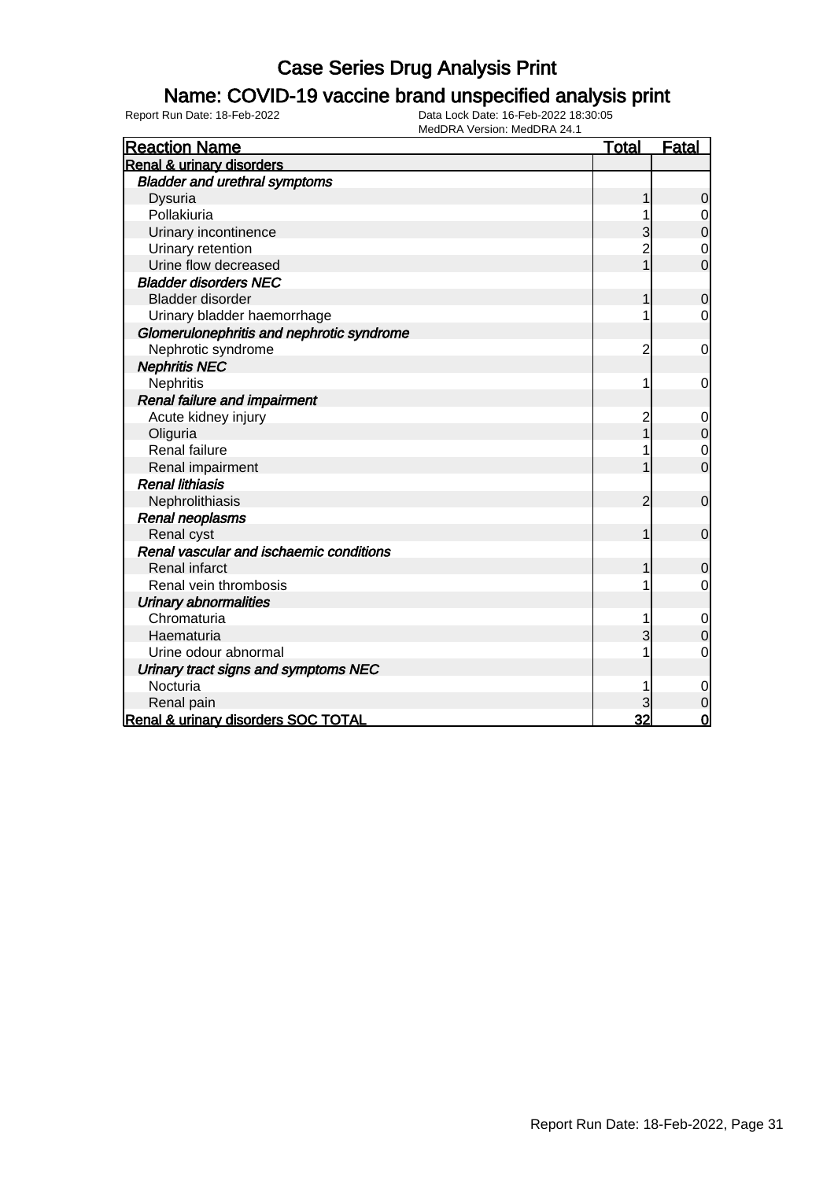# Case Series Drug Analysis Print

## Name: COVID-19 vaccine brand unspecified analysis print

Report Run Date: 18-Feb-2022
Data Lock Date: 16-Feb-2022 18:30:05
MedDRA Version: MedDRA 24.1

| Reaction Name | Total | Fatal |
|---|---|---|
| **Renal & urinary disorders** | | |
| ***Bladder and urethral symptoms*** | | |
| Dysuria | 1 | 0 |
| Pollakiuria | 1 | 0 |
| Urinary incontinence | 3 | 0 |
| Urinary retention | 2 | 0 |
| Urine flow decreased | 1 | 0 |
| ***Bladder disorders NEC*** | | |
| Bladder disorder | 1 | 0 |
| Urinary bladder haemorrhage | 1 | 0 |
| ***Glomerulonephritis and nephrotic syndrome*** | | |
| Nephrotic syndrome | 2 | 0 |
| ***Nephritis NEC*** | | |
| Nephritis | 1 | 0 |
| ***Renal failure and impairment*** | | |
| Acute kidney injury | 2 | 0 |
| Oliguria | 1 | 0 |
| Renal failure | 1 | 0 |
| Renal impairment | 1 | 0 |
| ***Renal lithiasis*** | | |
| Nephrolithiasis | 2 | 0 |
| ***Renal neoplasms*** | | |
| Renal cyst | 1 | 0 |
| ***Renal vascular and ischaemic conditions*** | | |
| Renal infarct | 1 | 0 |
| Renal vein thrombosis | 1 | 0 |
| ***Urinary abnormalities*** | | |
| Chromaturia | 1 | 0 |
| Haematuria | 3 | 0 |
| Urine odour abnormal | 1 | 0 |
| ***Urinary tract signs and symptoms NEC*** | | |
| Nocturia | 1 | 0 |
| Renal pain | 3 | 0 |
| **Renal & urinary disorders SOC TOTAL** | **32** | **0** |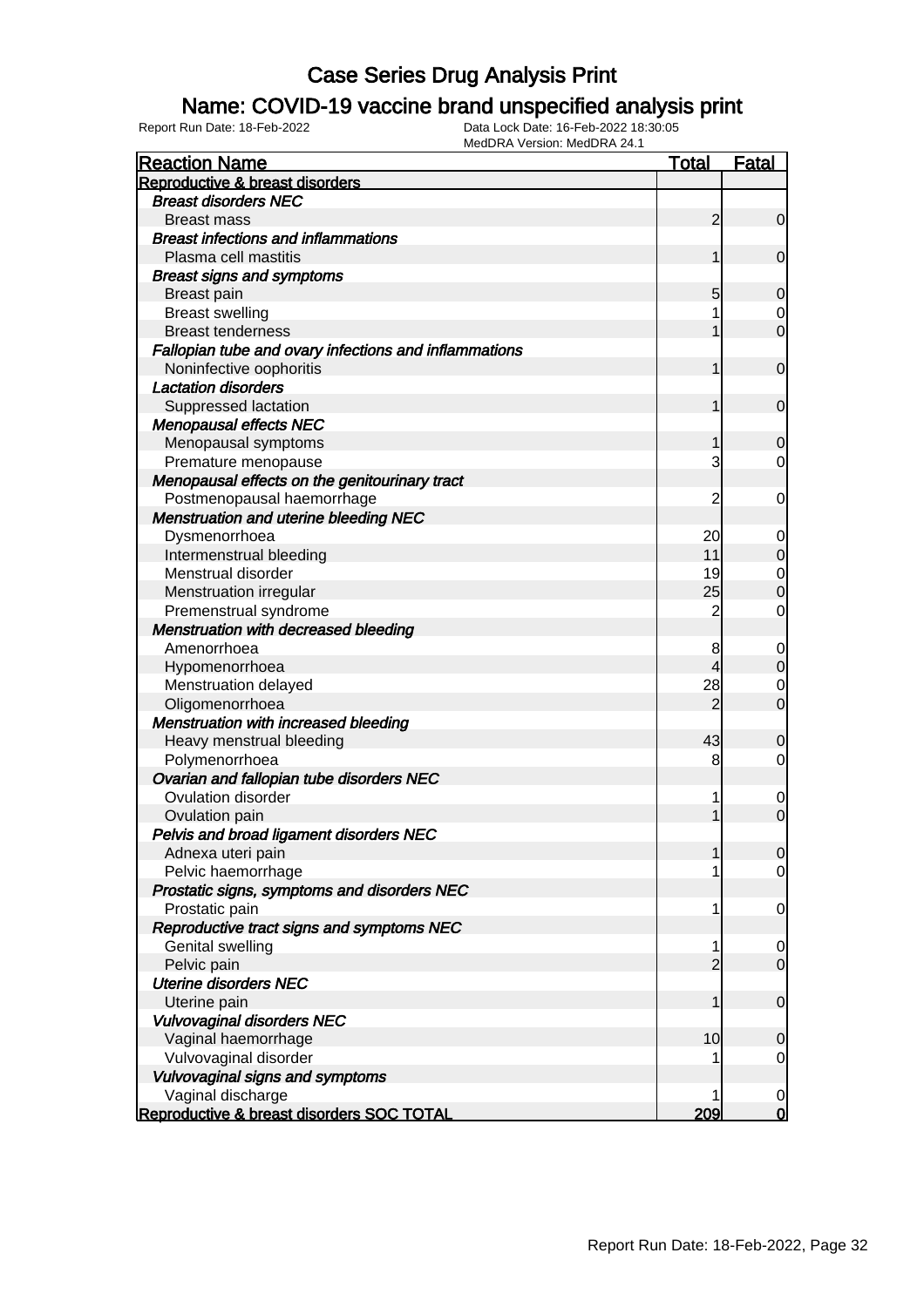# Case Series Drug Analysis Print

## Name: COVID-19 vaccine brand unspecified analysis print

Report Run Date: 18-Feb-2022    Data Lock Date: 16-Feb-2022 18:30:05
MedDRA Version: MedDRA 24.1

| Reaction Name | Total | Fatal |
|---|---|---|
| **Reproductive & breast disorders** | | |
| *Breast disorders NEC* | | |
| Breast mass | 2 | 0 |
| *Breast infections and inflammations* | | |
| Plasma cell mastitis | 1 | 0 |
| *Breast signs and symptoms* | | |
| Breast pain | 5 | 0 |
| Breast swelling | 1 | 0 |
| Breast tenderness | 1 | 0 |
| *Fallopian tube and ovary infections and inflammations* | | |
| Noninfective oophoritis | 1 | 0 |
| *Lactation disorders* | | |
| Suppressed lactation | 1 | 0 |
| *Menopausal effects NEC* | | |
| Menopausal symptoms | 1 | 0 |
| Premature menopause | 3 | 0 |
| *Menopausal effects on the genitourinary tract* | | |
| Postmenopausal haemorrhage | 2 | 0 |
| *Menstruation and uterine bleeding NEC* | | |
| Dysmenorrhoea | 20 | 0 |
| Intermenstrual bleeding | 11 | 0 |
| Menstrual disorder | 19 | 0 |
| Menstruation irregular | 25 | 0 |
| Premenstrual syndrome | 2 | 0 |
| *Menstruation with decreased bleeding* | | |
| Amenorrhoea | 8 | 0 |
| Hypomenorrhoea | 4 | 0 |
| Menstruation delayed | 28 | 0 |
| Oligomenorrhoea | 2 | 0 |
| *Menstruation with increased bleeding* | | |
| Heavy menstrual bleeding | 43 | 0 |
| Polymenorrhoea | 8 | 0 |
| *Ovarian and fallopian tube disorders NEC* | | |
| Ovulation disorder | 1 | 0 |
| Ovulation pain | 1 | 0 |
| *Pelvis and broad ligament disorders NEC* | | |
| Adnexa uteri pain | 1 | 0 |
| Pelvic haemorrhage | 1 | 0 |
| *Prostatic signs, symptoms and disorders NEC* | | |
| Prostatic pain | 1 | 0 |
| *Reproductive tract signs and symptoms NEC* | | |
| Genital swelling | 1 | 0 |
| Pelvic pain | 2 | 0 |
| *Uterine disorders NEC* | | |
| Uterine pain | 1 | 0 |
| *Vulvovaginal disorders NEC* | | |
| Vaginal haemorrhage | 10 | 0 |
| Vulvovaginal disorder | 1 | 0 |
| *Vulvovaginal signs and symptoms* | | |
| Vaginal discharge | 1 | 0 |
| **Reproductive & breast disorders SOC TOTAL** | **209** | **0** |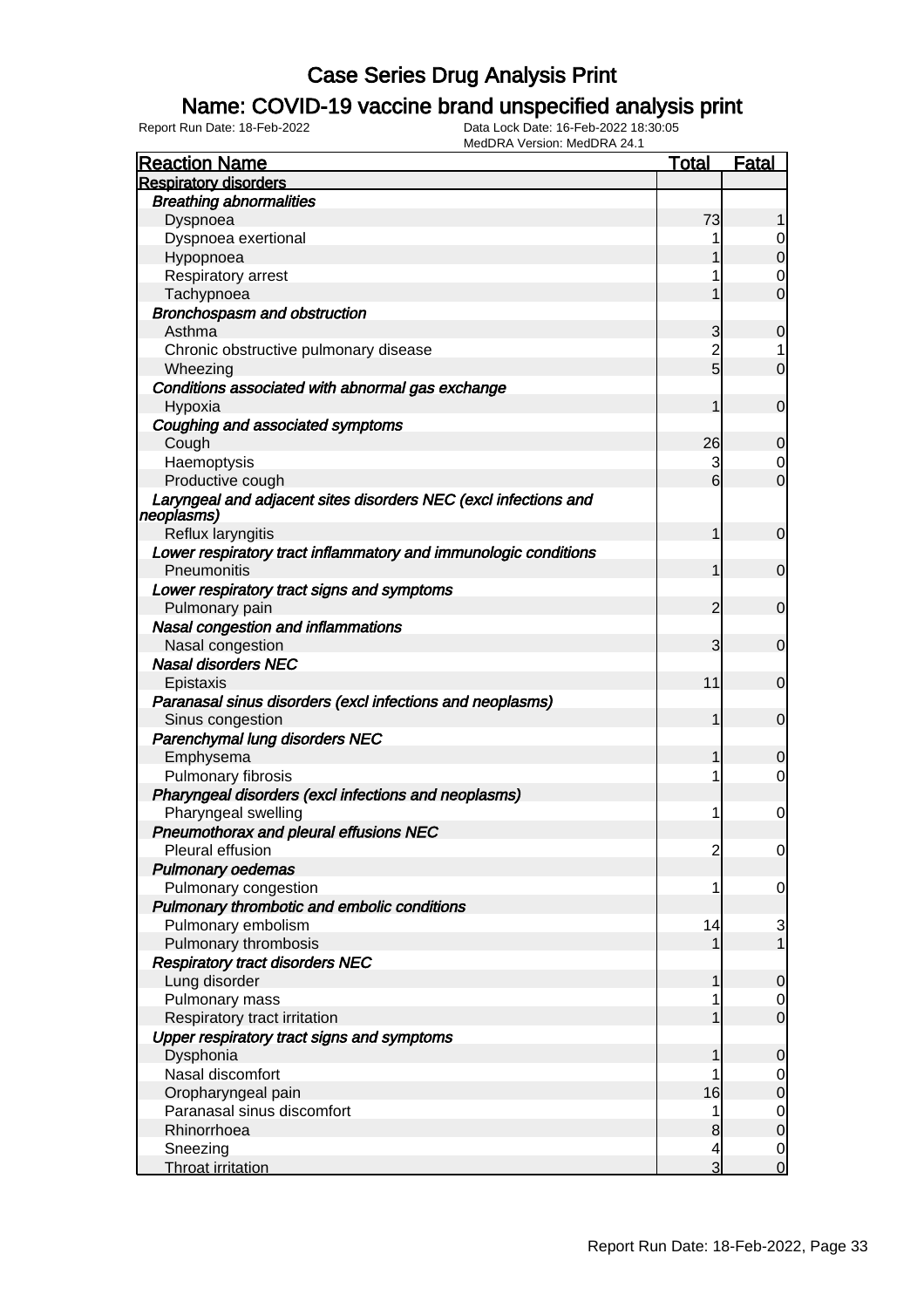# Case Series Drug Analysis Print

## Name: COVID-19 vaccine brand unspecified analysis print

Report Run Date: 18-Feb-2022    Data Lock Date: 16-Feb-2022 18:30:05
MedDRA Version: MedDRA 24.1

| Reaction Name | Total | Fatal |
|---|---|---|
| **Respiratory disorders** | | |
| ***Breathing abnormalities*** | | |
| Dyspnoea | 73 | 1 |
| Dyspnoea exertional | 1 | 0 |
| Hypopnoea | 1 | 0 |
| Respiratory arrest | 1 | 0 |
| Tachypnoea | 1 | 0 |
| ***Bronchospasm and obstruction*** | | |
| Asthma | 3 | 0 |
| Chronic obstructive pulmonary disease | 2 | 1 |
| Wheezing | 5 | 0 |
| ***Conditions associated with abnormal gas exchange*** | | |
| Hypoxia | 1 | 0 |
| ***Coughing and associated symptoms*** | | |
| Cough | 26 | 0 |
| Haemoptysis | 3 | 0 |
| Productive cough | 6 | 0 |
| ***Laryngeal and adjacent sites disorders NEC (excl infections and neoplasms)*** | | |
| Reflux laryngitis | 1 | 0 |
| ***Lower respiratory tract inflammatory and immunologic conditions*** | | |
| Pneumonitis | 1 | 0 |
| ***Lower respiratory tract signs and symptoms*** | | |
| Pulmonary pain | 2 | 0 |
| ***Nasal congestion and inflammations*** | | |
| Nasal congestion | 3 | 0 |
| ***Nasal disorders NEC*** | | |
| Epistaxis | 11 | 0 |
| ***Paranasal sinus disorders (excl infections and neoplasms)*** | | |
| Sinus congestion | 1 | 0 |
| ***Parenchymal lung disorders NEC*** | | |
| Emphysema | 1 | 0 |
| Pulmonary fibrosis | 1 | 0 |
| ***Pharyngeal disorders (excl infections and neoplasms)*** | | |
| Pharyngeal swelling | 1 | 0 |
| ***Pneumothorax and pleural effusions NEC*** | | |
| Pleural effusion | 2 | 0 |
| ***Pulmonary oedemas*** | | |
| Pulmonary congestion | 1 | 0 |
| ***Pulmonary thrombotic and embolic conditions*** | | |
| Pulmonary embolism | 14 | 3 |
| Pulmonary thrombosis | 1 | 1 |
| ***Respiratory tract disorders NEC*** | | |
| Lung disorder | 1 | 0 |
| Pulmonary mass | 1 | 0 |
| Respiratory tract irritation | 1 | 0 |
| ***Upper respiratory tract signs and symptoms*** | | |
| Dysphonia | 1 | 0 |
| Nasal discomfort | 1 | 0 |
| Oropharyngeal pain | 16 | 0 |
| Paranasal sinus discomfort | 1 | 0 |
| Rhinorrhoea | 8 | 0 |
| Sneezing | 4 | 0 |
| Throat irritation | 3 | 0 |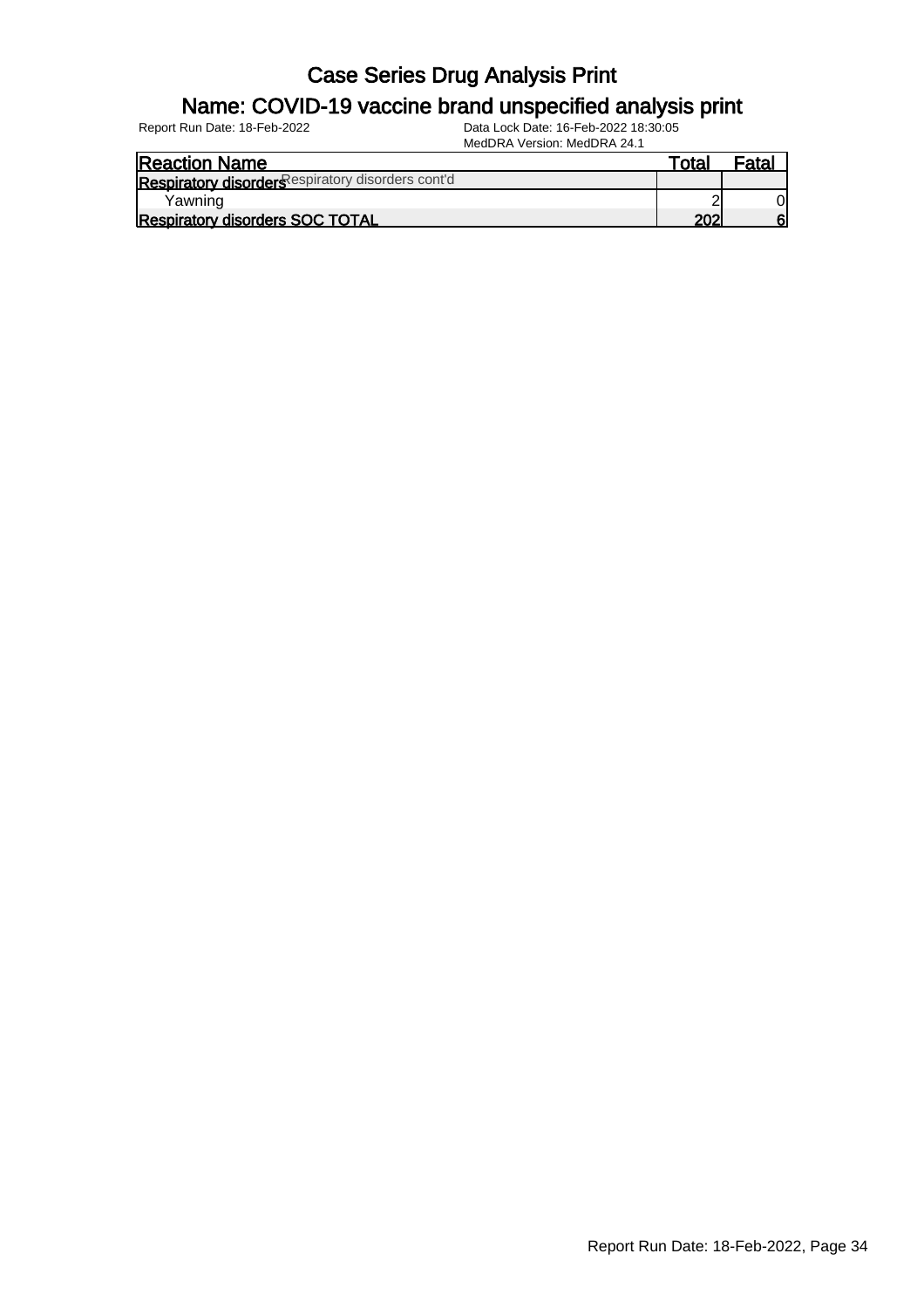# Case Series Drug Analysis Print

## Name: COVID-19 vaccine brand unspecified analysis print

Report Run Date: 18-Feb-2022 | Data Lock Date: 16-Feb-2022 18:30:05 | MedDRA Version: MedDRA 24.1

| Reaction Name | Total | Fatal |
|---|---|---|
| **Respiratory disorders** Respiratory disorders cont'd | | |
| Yawning | 2 | 0 |
| **Respiratory disorders SOC TOTAL** | **202** | **6** |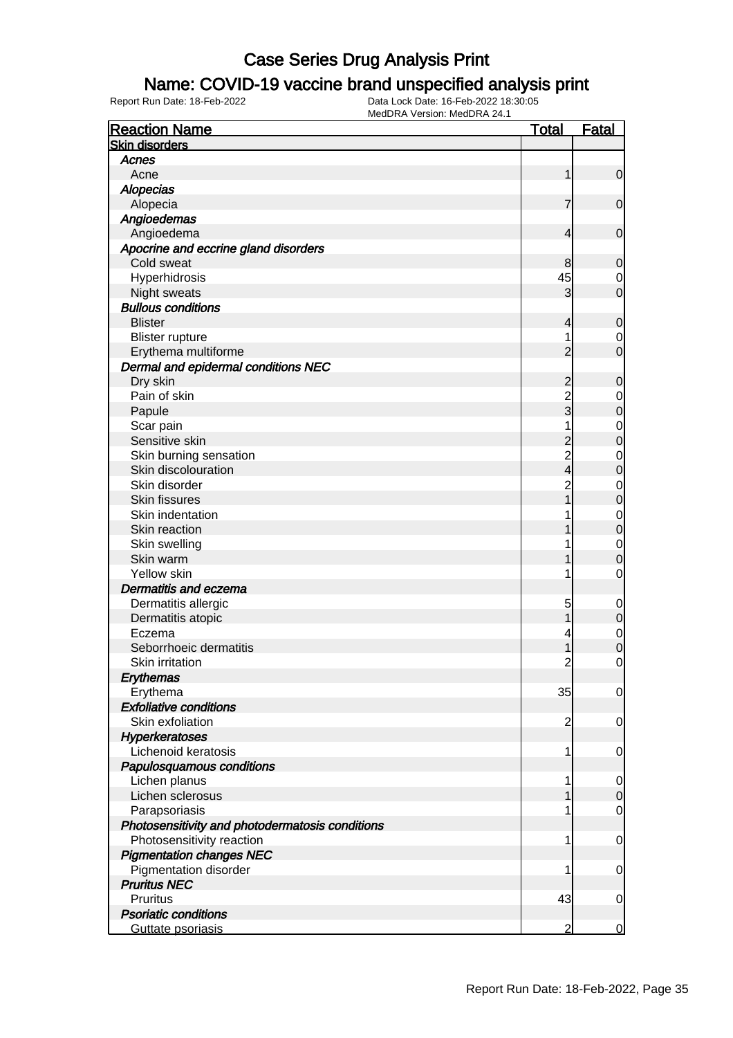# Case Series Drug Analysis Print

## Name: COVID-19 vaccine brand unspecified analysis print

Report Run Date: 18-Feb-2022    Data Lock Date: 16-Feb-2022 18:30:05
MedDRA Version: MedDRA 24.1

| Reaction Name | Total | Fatal |
|---|---|---|
| **Skin disorders** | | |
| ***Acnes*** | | |
| Acne | 1 | 0 |
| ***Alopecias*** | | |
| Alopecia | 7 | 0 |
| ***Angioedemas*** | | |
| Angioedema | 4 | 0 |
| ***Apocrine and eccrine gland disorders*** | | |
| Cold sweat | 8 | 0 |
| Hyperhidrosis | 45 | 0 |
| Night sweats | 3 | 0 |
| ***Bullous conditions*** | | |
| Blister | 4 | 0 |
| Blister rupture | 1 | 0 |
| Erythema multiforme | 2 | 0 |
| ***Dermal and epidermal conditions NEC*** | | |
| Dry skin | 2 | 0 |
| Pain of skin | 2 | 0 |
| Papule | 3 | 0 |
| Scar pain | 1 | 0 |
| Sensitive skin | 2 | 0 |
| Skin burning sensation | 2 | 0 |
| Skin discolouration | 4 | 0 |
| Skin disorder | 2 | 0 |
| Skin fissures | 1 | 0 |
| Skin indentation | 1 | 0 |
| Skin reaction | 1 | 0 |
| Skin swelling | 1 | 0 |
| Skin warm | 1 | 0 |
| Yellow skin | 1 | 0 |
| ***Dermatitis and eczema*** | | |
| Dermatitis allergic | 5 | 0 |
| Dermatitis atopic | 1 | 0 |
| Eczema | 4 | 0 |
| Seborrhoeic dermatitis | 1 | 0 |
| Skin irritation | 2 | 0 |
| ***Erythemas*** | | |
| Erythema | 35 | 0 |
| ***Exfoliative conditions*** | | |
| Skin exfoliation | 2 | 0 |
| ***Hyperkeratoses*** | | |
| Lichenoid keratosis | 1 | 0 |
| ***Papulosquamous conditions*** | | |
| Lichen planus | 1 | 0 |
| Lichen sclerosus | 1 | 0 |
| Parapsoriasis | 1 | 0 |
| ***Photosensitivity and photodermatosis conditions*** | | |
| Photosensitivity reaction | 1 | 0 |
| ***Pigmentation changes NEC*** | | |
| Pigmentation disorder | 1 | 0 |
| ***Pruritus NEC*** | | |
| Pruritus | 43 | 0 |
| ***Psoriatic conditions*** | | |
| Guttate psoriasis | 2 | 0 |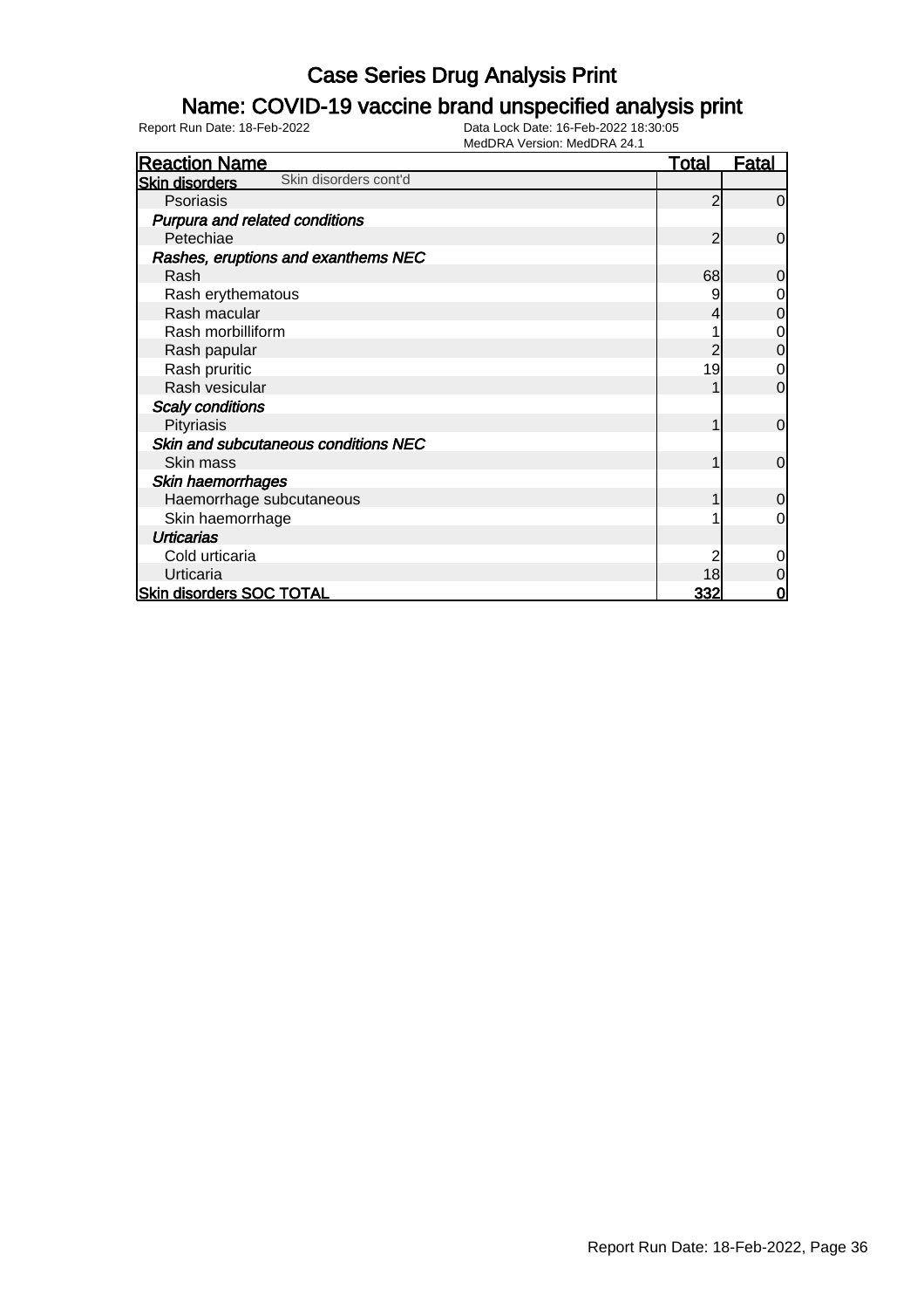# Case Series Drug Analysis Print

## Name: COVID-19 vaccine brand unspecified analysis print

Report Run Date: 18-Feb-2022

Data Lock Date: 16-Feb-2022 18:30:05

MedDRA Version: MedDRA 24.1

| Reaction Name | Total | Fatal |
|---|---|---|
| **Skin disorders** Skin disorders cont'd | | |
| Psoriasis | 2 | 0 |
| ***Purpura and related conditions*** | | |
| Petechiae | 2 | 0 |
| ***Rashes, eruptions and exanthems NEC*** | | |
| Rash | 68 | 0 |
| Rash erythematous | 9 | 0 |
| Rash macular | 4 | 0 |
| Rash morbilliform | 1 | 0 |
| Rash papular | 2 | 0 |
| Rash pruritic | 19 | 0 |
| Rash vesicular | 1 | 0 |
| ***Scaly conditions*** | | |
| Pityriasis | 1 | 0 |
| ***Skin and subcutaneous conditions NEC*** | | |
| Skin mass | 1 | 0 |
| ***Skin haemorrhages*** | | |
| Haemorrhage subcutaneous | 1 | 0 |
| Skin haemorrhage | 1 | 0 |
| ***Urticarias*** | | |
| Cold urticaria | 2 | 0 |
| Urticaria | 18 | 0 |
| **Skin disorders SOC TOTAL** | **332** | **0** |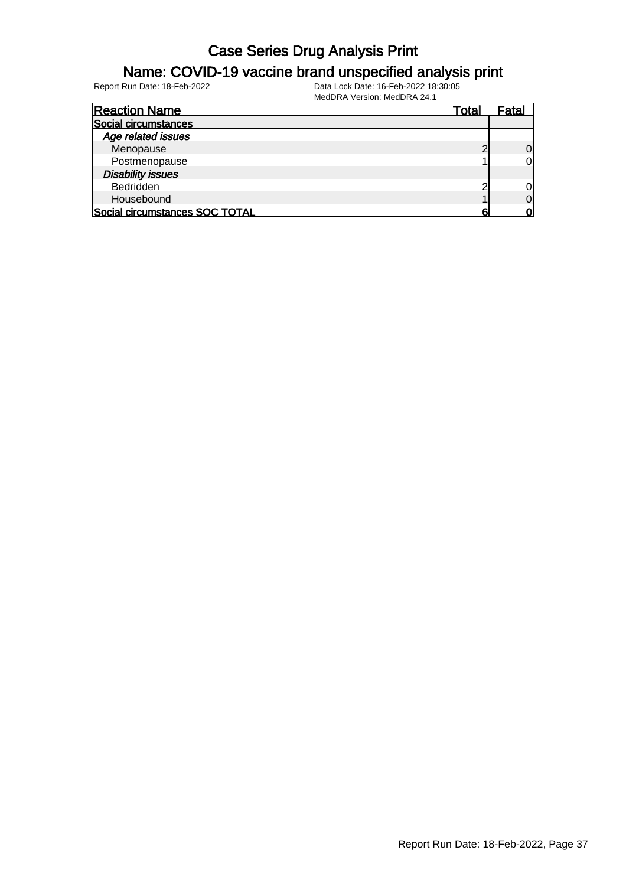# Case Series Drug Analysis Print

## Name: COVID-19 vaccine brand unspecified analysis print

Report Run Date: 18-Feb-2022

Data Lock Date: 16-Feb-2022 18:30:05

MedDRA Version: MedDRA 24.1

| Reaction Name | Total | Fatal |
|---|---|---|
| **Social circumstances** | | |
| *Age related issues* | | |
| Menopause | 2 | 0 |
| Postmenopause | 1 | 0 |
| *Disability issues* | | |
| Bedridden | 2 | 0 |
| Housebound | 1 | 0 |
| **Social circumstances SOC TOTAL** | **6** | **0** |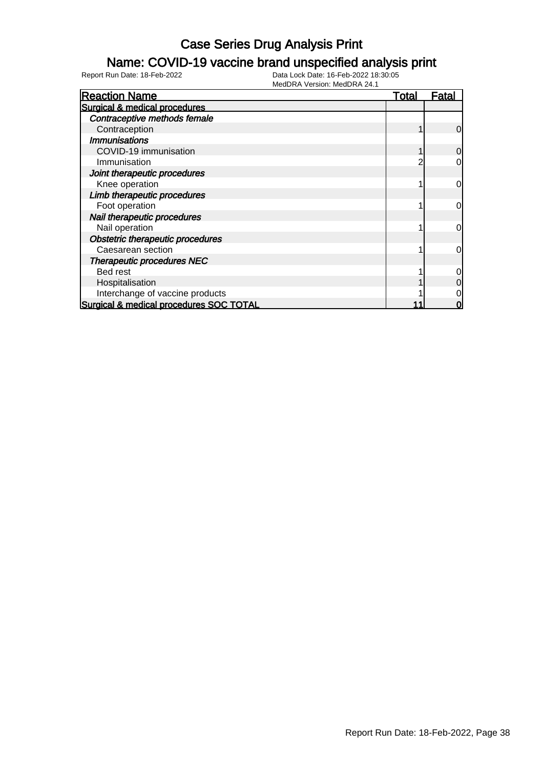# Case Series Drug Analysis Print

## Name: COVID-19 vaccine brand unspecified analysis print

Report Run Date: 18-Feb-2022 Data Lock Date: 16-Feb-2022 18:30:05
MedDRA Version: MedDRA 24.1

| Reaction Name | Total | Fatal |
|---|---|---|
| Surgical & medical procedures | | |
| *Contraceptive methods female* | | |
| Contraception | 1 | 0 |
| *Immunisations* | | |
| COVID-19 immunisation | 1 | 0 |
| Immunisation | 2 | 0 |
| *Joint therapeutic procedures* | | |
| Knee operation | 1 | 0 |
| *Limb therapeutic procedures* | | |
| Foot operation | 1 | 0 |
| *Nail therapeutic procedures* | | |
| Nail operation | 1 | 0 |
| *Obstetric therapeutic procedures* | | |
| Caesarean section | 1 | 0 |
| *Therapeutic procedures NEC* | | |
| Bed rest | 1 | 0 |
| Hospitalisation | 1 | 0 |
| Interchange of vaccine products | 1 | 0 |
| Surgical & medical procedures SOC TOTAL | 11 | 0 |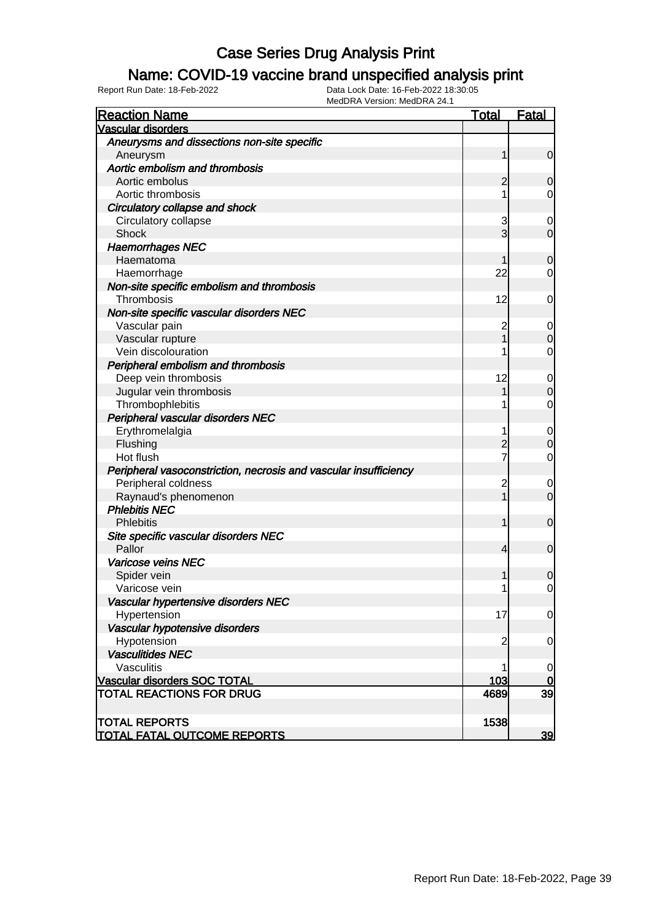# Case Series Drug Analysis Print

## Name: COVID-19 vaccine brand unspecified analysis print

Report Run Date: 18-Feb-2022

Data Lock Date: 16-Feb-2022 18:30:05

MedDRA Version: MedDRA 24.1

| Reaction Name | Total | Fatal |
|---|---|---|
| Vascular disorders | | |
| *Aneurysms and dissections non-site specific* | | |
| Aneurysm | 1 | 0 |
| *Aortic embolism and thrombosis* | | |
| Aortic embolus | 2 | 0 |
| Aortic thrombosis | 1 | 0 |
| *Circulatory collapse and shock* | | |
| Circulatory collapse | 3 | 0 |
| Shock | 3 | 0 |
| *Haemorrhages NEC* | | |
| Haematoma | 1 | 0 |
| Haemorrhage | 22 | 0 |
| *Non-site specific embolism and thrombosis* | | |
| Thrombosis | 12 | 0 |
| *Non-site specific vascular disorders NEC* | | |
| Vascular pain | 2 | 0 |
| Vascular rupture | 1 | 0 |
| Vein discolouration | 1 | 0 |
| *Peripheral embolism and thrombosis* | | |
| Deep vein thrombosis | 12 | 0 |
| Jugular vein thrombosis | 1 | 0 |
| Thrombophlebitis | 1 | 0 |
| *Peripheral vascular disorders NEC* | | |
| Erythromelalgia | 1 | 0 |
| Flushing | 2 | 0 |
| Hot flush | 7 | 0 |
| *Peripheral vasoconstriction, necrosis and vascular insufficiency* | | |
| Peripheral coldness | 2 | 0 |
| Raynaud's phenomenon | 1 | 0 |
| *Phlebitis NEC* | | |
| Phlebitis | 1 | 0 |
| *Site specific vascular disorders NEC* | | |
| Pallor | 4 | 0 |
| *Varicose veins NEC* | | |
| Spider vein | 1 | 0 |
| Varicose vein | 1 | 0 |
| *Vascular hypertensive disorders NEC* | | |
| Hypertension | 17 | 0 |
| *Vascular hypotensive disorders* | | |
| Hypotension | 2 | 0 |
| *Vasculitides NEC* | | |
| Vasculitis | 1 | 0 |
| Vascular disorders SOC TOTAL | 103 | 0 |
| TOTAL REACTIONS FOR DRUG | 4689 | 39 |
| | | |
| TOTAL REPORTS | 1538 | |
| TOTAL FATAL OUTCOME REPORTS | | 39 |